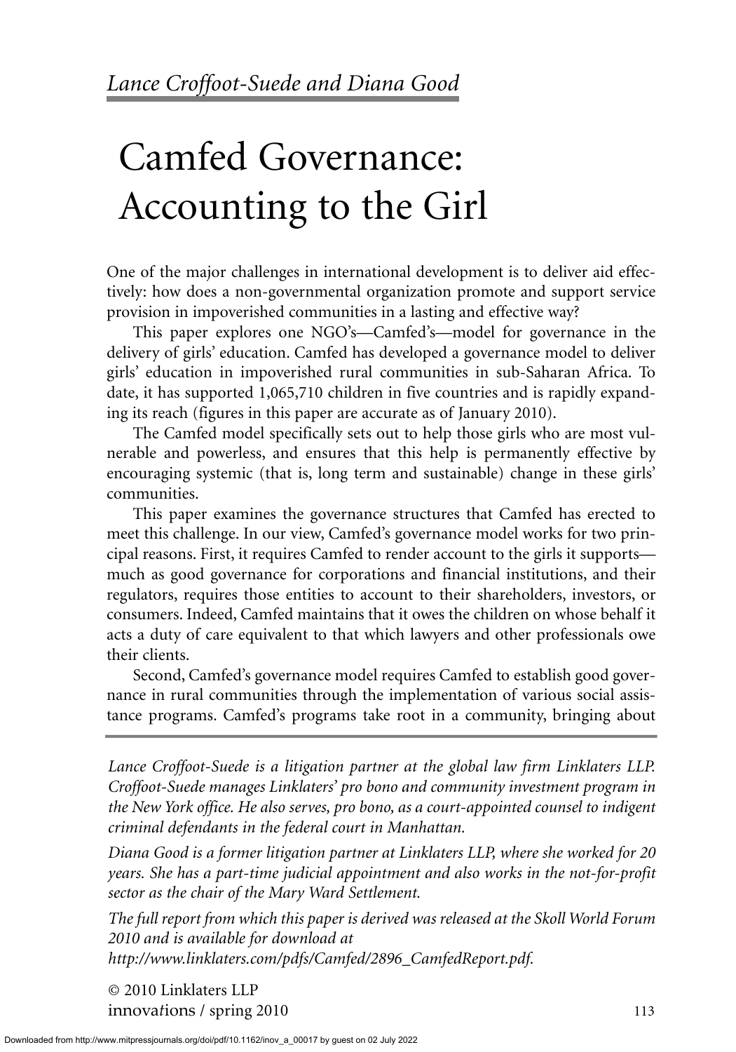*Lance Croffoot-Suede and Diana Good*

# Camfed Governance: Accounting to the Girl

One of the major challenges in international development is to deliver aid effectively: how does a non-governmental organization promote and support service provision in impoverished communities in a lasting and effective way?

This paper explores one NGO's—Camfed's—model for governance in the delivery of girls' education. Camfed has developed a governance model to deliver girls' education in impoverished rural communities in sub-Saharan Africa. To date, it has supported 1,065,710 children in five countries and is rapidly expanding its reach (figures in this paper are accurate as of January 2010).

The Camfed model specifically sets out to help those girls who are most vulnerable and powerless, and ensures that this help is permanently effective by encouraging systemic (that is, long term and sustainable) change in these girls' communities.

This paper examines the governance structures that Camfed has erected to meet this challenge. In our view, Camfed's governance model works for two principal reasons. First, it requires Camfed to render account to the girls it supports—much as good governance for corporations and financial institutions, and their regulators, requires those entities to account to their shareholders, investors, or consumers. Indeed, Camfed maintains that it owes the children on whose behalf it acts a duty of care equivalent to that which lawyers and other professionals owe their clients.

Second, Camfed's governance model requires Camfed to establish good governance in rural communities through the implementation of various social assistance programs. Camfed's programs take root in a community, bringing about

---

*Lance Croffoot-Suede is a litigation partner at the global law firm Linklaters LLP. Croffoot-Suede manages Linklaters' pro bono and community investment program in the New York office. He also serves, pro bono, as a court-appointed counsel to indigent criminal defendants in the federal court in Manhattan.*

*Diana Good is a former litigation partner at Linklaters LLP, where she worked for 20 years. She has a part-time judicial appointment and also works in the not-for-profit sector as the chair of the Mary Ward Settlement.*

*The full report from which this paper is derived was released at the Skoll World Forum 2010 and is available for download at http://www.linklaters.com/pdfs/Camfed/2896_CamfedReport.pdf.*

© 2010 Linklaters LLP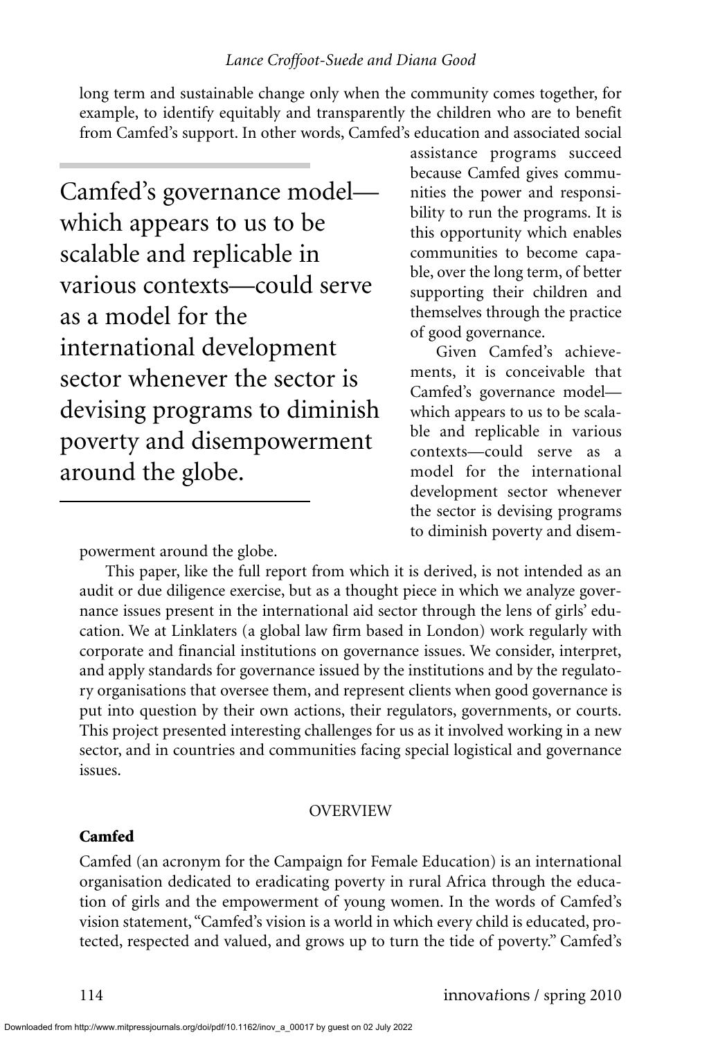long term and sustainable change only when the community comes together, for example, to identify equitably and transparently the children who are to benefit from Camfed's support. In other words, Camfed's education and associated social assistance programs succeed because Camfed gives communities the power and responsibility to run the programs. It is this opportunity which enables communities to become capable, over the long term, of better supporting their children and themselves through the practice of good governance.

Given Camfed's achievements, it is conceivable that Camfed's governance model—which appears to us to be scalable and replicable in various contexts—could serve as a model for the international development sector whenever the sector is devising programs to diminish poverty and disempowerment around the globe.

This paper, like the full report from which it is derived, is not intended as an audit or due diligence exercise, but as a thought piece in which we analyze governance issues present in the international aid sector through the lens of girls' education. We at Linklaters (a global law firm based in London) work regularly with corporate and financial institutions on governance issues. We consider, interpret, and apply standards for governance issued by the institutions and by the regulatory organisations that oversee them, and represent clients when good governance is put into question by their own actions, their regulators, governments, or courts. This project presented interesting challenges for us as it involved working in a new sector, and in countries and communities facing special logistical and governance issues.

## OVERVIEW

### Camfed

Camfed (an acronym for the Campaign for Female Education) is an international organisation dedicated to eradicating poverty in rural Africa through the education of girls and the empowerment of young women. In the words of Camfed's vision statement, "Camfed's vision is a world in which every child is educated, protected, respected and valued, and grows up to turn the tide of poverty." Camfed's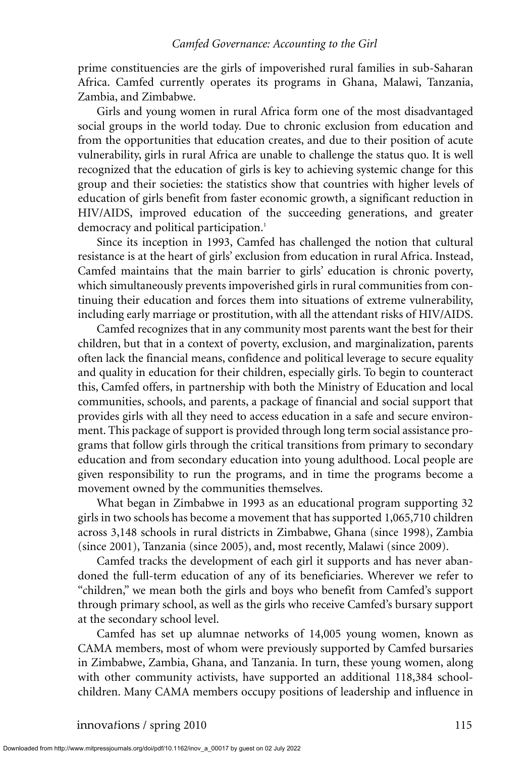prime constituencies are the girls of impoverished rural families in sub-Saharan Africa. Camfed currently operates its programs in Ghana, Malawi, Tanzania, Zambia, and Zimbabwe.

Girls and young women in rural Africa form one of the most disadvantaged social groups in the world today. Due to chronic exclusion from education and from the opportunities that education creates, and due to their position of acute vulnerability, girls in rural Africa are unable to challenge the status quo. It is well recognized that the education of girls is key to achieving systemic change for this group and their societies: the statistics show that countries with higher levels of education of girls benefit from faster economic growth, a significant reduction in HIV/AIDS, improved education of the succeeding generations, and greater democracy and political participation.[1]

Since its inception in 1993, Camfed has challenged the notion that cultural resistance is at the heart of girls' exclusion from education in rural Africa. Instead, Camfed maintains that the main barrier to girls' education is chronic poverty, which simultaneously prevents impoverished girls in rural communities from continuing their education and forces them into situations of extreme vulnerability, including early marriage or prostitution, with all the attendant risks of HIV/AIDS.

Camfed recognizes that in any community most parents want the best for their children, but that in a context of poverty, exclusion, and marginalization, parents often lack the financial means, confidence and political leverage to secure equality and quality in education for their children, especially girls. To begin to counteract this, Camfed offers, in partnership with both the Ministry of Education and local communities, schools, and parents, a package of financial and social support that provides girls with all they need to access education in a safe and secure environment. This package of support is provided through long term social assistance programs that follow girls through the critical transitions from primary to secondary education and from secondary education into young adulthood. Local people are given responsibility to run the programs, and in time the programs become a movement owned by the communities themselves.

What began in Zimbabwe in 1993 as an educational program supporting 32 girls in two schools has become a movement that has supported 1,065,710 children across 3,148 schools in rural districts in Zimbabwe, Ghana (since 1998), Zambia (since 2001), Tanzania (since 2005), and, most recently, Malawi (since 2009).

Camfed tracks the development of each girl it supports and has never abandoned the full-term education of any of its beneficiaries. Wherever we refer to "children," we mean both the girls and boys who benefit from Camfed's support through primary school, as well as the girls who receive Camfed's bursary support at the secondary school level.

Camfed has set up alumnae networks of 14,005 young women, known as CAMA members, most of whom were previously supported by Camfed bursaries in Zimbabwe, Zambia, Ghana, and Tanzania. In turn, these young women, along with other community activists, have supported an additional 118,384 schoolchildren. Many CAMA members occupy positions of leadership and influence in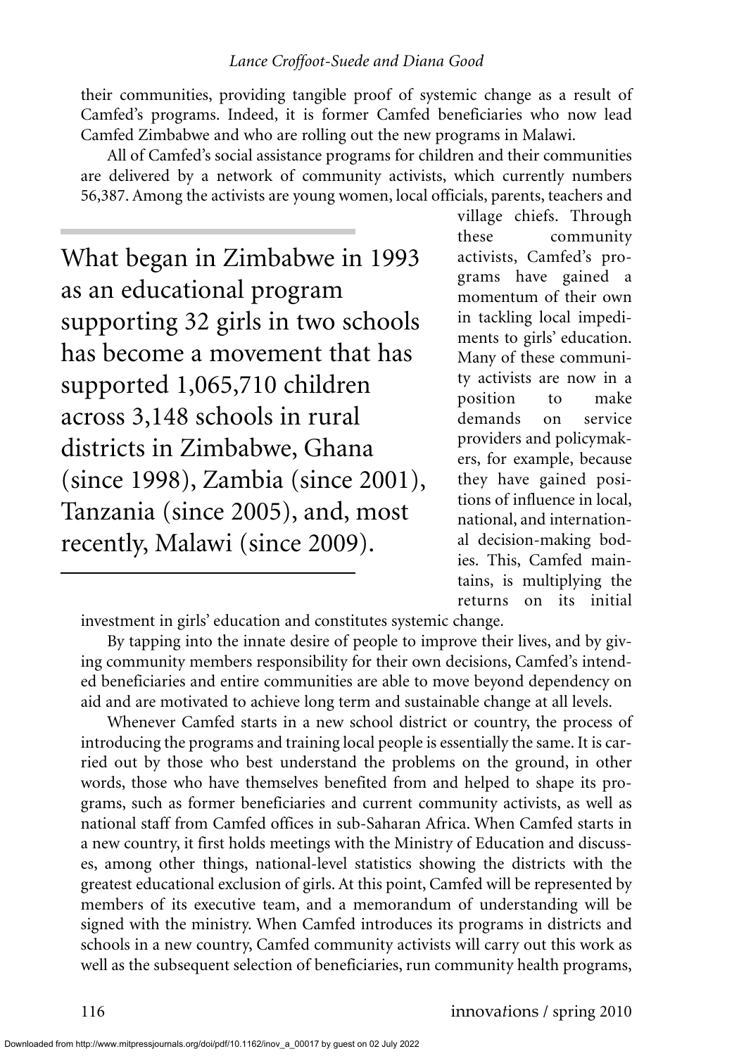their communities, providing tangible proof of systemic change as a result of Camfed's programs. Indeed, it is former Camfed beneficiaries who now lead Camfed Zimbabwe and who are rolling out the new programs in Malawi.

All of Camfed's social assistance programs for children and their communities are delivered by a network of community activists, which currently numbers 56,387. Among the activists are young women, local officials, parents, teachers and village chiefs. Through these community activists, Camfed's programs have gained a momentum of their own in tackling local impediments to girls' education. Many of these community activists are now in a position to make demands on service providers and policymakers, for example, because they have gained positions of influence in local, national, and international decision-making bodies. This, Camfed maintains, is multiplying the returns on its initial investment in girls' education and constitutes systemic change.

> What began in Zimbabwe in 1993 as an educational program supporting 32 girls in two schools has become a movement that has supported 1,065,710 children across 3,148 schools in rural districts in Zimbabwe, Ghana (since 1998), Zambia (since 2001), Tanzania (since 2005), and, most recently, Malawi (since 2009).

By tapping into the innate desire of people to improve their lives, and by giving community members responsibility for their own decisions, Camfed's intended beneficiaries and entire communities are able to move beyond dependency on aid and are motivated to achieve long term and sustainable change at all levels.

Whenever Camfed starts in a new school district or country, the process of introducing the programs and training local people is essentially the same. It is carried out by those who best understand the problems on the ground, in other words, those who have themselves benefited from and helped to shape its programs, such as former beneficiaries and current community activists, as well as national staff from Camfed offices in sub-Saharan Africa. When Camfed starts in a new country, it first holds meetings with the Ministry of Education and discusses, among other things, national-level statistics showing the districts with the greatest educational exclusion of girls. At this point, Camfed will be represented by members of its executive team, and a memorandum of understanding will be signed with the ministry. When Camfed introduces its programs in districts and schools in a new country, Camfed community activists will carry out this work as well as the subsequent selection of beneficiaries, run community health programs,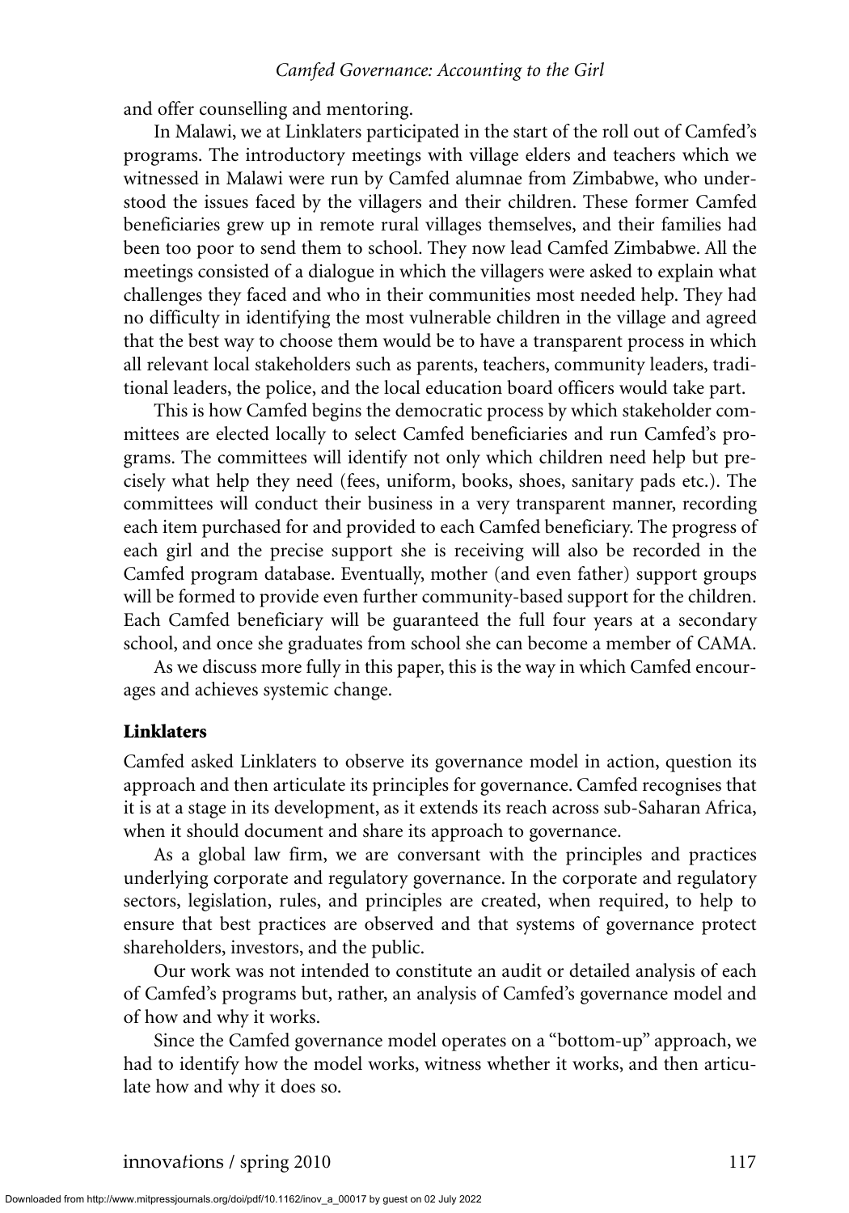and offer counselling and mentoring.

In Malawi, we at Linklaters participated in the start of the roll out of Camfed's programs. The introductory meetings with village elders and teachers which we witnessed in Malawi were run by Camfed alumnae from Zimbabwe, who understood the issues faced by the villagers and their children. These former Camfed beneficiaries grew up in remote rural villages themselves, and their families had been too poor to send them to school. They now lead Camfed Zimbabwe. All the meetings consisted of a dialogue in which the villagers were asked to explain what challenges they faced and who in their communities most needed help. They had no difficulty in identifying the most vulnerable children in the village and agreed that the best way to choose them would be to have a transparent process in which all relevant local stakeholders such as parents, teachers, community leaders, traditional leaders, the police, and the local education board officers would take part.

This is how Camfed begins the democratic process by which stakeholder committees are elected locally to select Camfed beneficiaries and run Camfed's programs. The committees will identify not only which children need help but precisely what help they need (fees, uniform, books, shoes, sanitary pads etc.). The committees will conduct their business in a very transparent manner, recording each item purchased for and provided to each Camfed beneficiary. The progress of each girl and the precise support she is receiving will also be recorded in the Camfed program database. Eventually, mother (and even father) support groups will be formed to provide even further community-based support for the children. Each Camfed beneficiary will be guaranteed the full four years at a secondary school, and once she graduates from school she can become a member of CAMA.

As we discuss more fully in this paper, this is the way in which Camfed encourages and achieves systemic change.

## Linklaters

Camfed asked Linklaters to observe its governance model in action, question its approach and then articulate its principles for governance. Camfed recognises that it is at a stage in its development, as it extends its reach across sub-Saharan Africa, when it should document and share its approach to governance.

As a global law firm, we are conversant with the principles and practices underlying corporate and regulatory governance. In the corporate and regulatory sectors, legislation, rules, and principles are created, when required, to help to ensure that best practices are observed and that systems of governance protect shareholders, investors, and the public.

Our work was not intended to constitute an audit or detailed analysis of each of Camfed's programs but, rather, an analysis of Camfed's governance model and of how and why it works.

Since the Camfed governance model operates on a "bottom-up" approach, we had to identify how the model works, witness whether it works, and then articulate how and why it does so.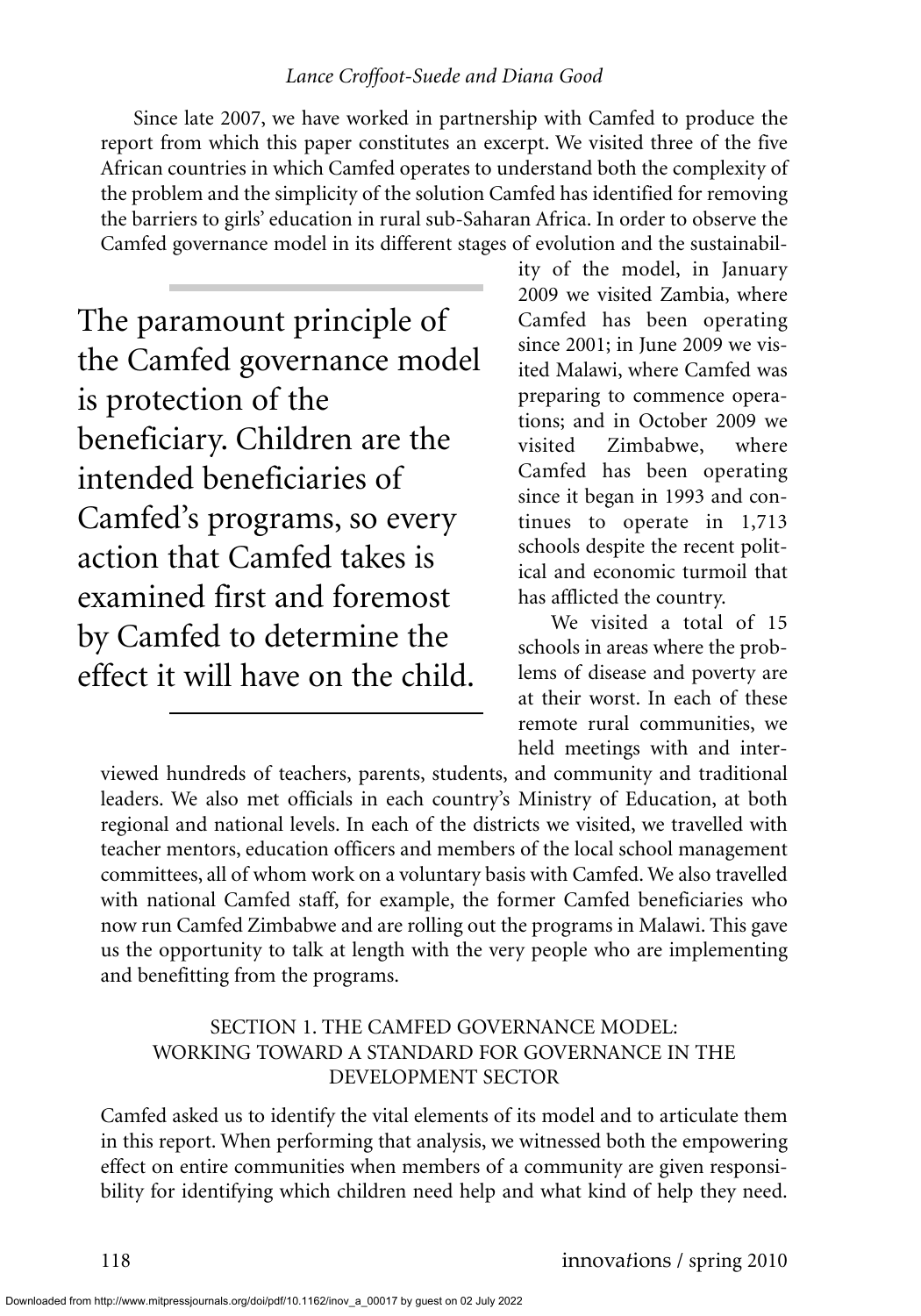Since late 2007, we have worked in partnership with Camfed to produce the report from which this paper constitutes an excerpt. We visited three of the five African countries in which Camfed operates to understand both the complexity of the problem and the simplicity of the solution Camfed has identified for removing the barriers to girls' education in rural sub-Saharan Africa. In order to observe the Camfed governance model in its different stages of evolution and the sustainability of the model, in January 2009 we visited Zambia, where Camfed has been operating since 2001; in June 2009 we visited Malawi, where Camfed was preparing to commence operations; and in October 2009 we visited Zimbabwe, where Camfed has been operating since it began in 1993 and continues to operate in 1,713 schools despite the recent political and economic turmoil that has afflicted the country.

> The paramount principle of the Camfed governance model is protection of the beneficiary. Children are the intended beneficiaries of Camfed's programs, so every action that Camfed takes is examined first and foremost by Camfed to determine the effect it will have on the child.

We visited a total of 15 schools in areas where the problems of disease and poverty are at their worst. In each of these remote rural communities, we held meetings with and interviewed hundreds of teachers, parents, students, and community and traditional leaders. We also met officials in each country's Ministry of Education, at both regional and national levels. In each of the districts we visited, we travelled with teacher mentors, education officers and members of the local school management committees, all of whom work on a voluntary basis with Camfed. We also travelled with national Camfed staff, for example, the former Camfed beneficiaries who now run Camfed Zimbabwe and are rolling out the programs in Malawi. This gave us the opportunity to talk at length with the very people who are implementing and benefitting from the programs.

## SECTION 1. THE CAMFED GOVERNANCE MODEL: WORKING TOWARD A STANDARD FOR GOVERNANCE IN THE DEVELOPMENT SECTOR

Camfed asked us to identify the vital elements of its model and to articulate them in this report. When performing that analysis, we witnessed both the empowering effect on entire communities when members of a community are given responsibility for identifying which children need help and what kind of help they need.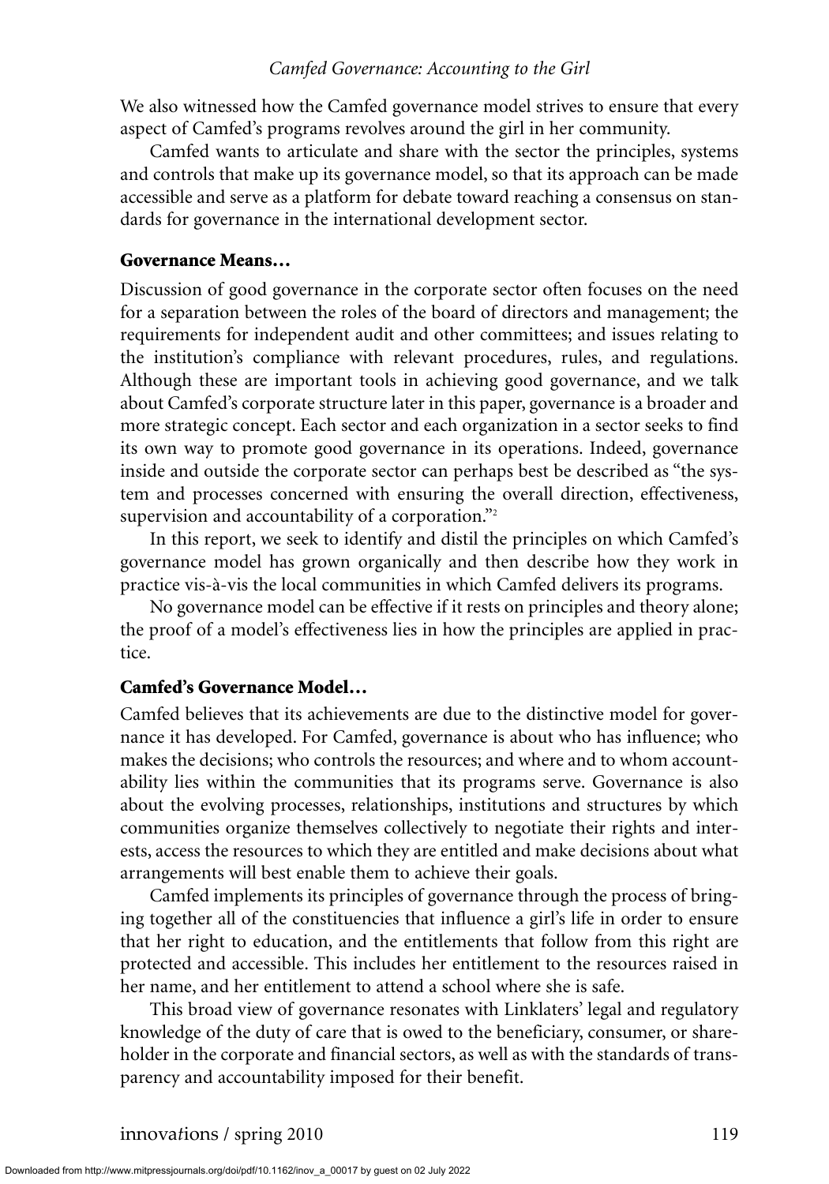We also witnessed how the Camfed governance model strives to ensure that every aspect of Camfed's programs revolves around the girl in her community.

Camfed wants to articulate and share with the sector the principles, systems and controls that make up its governance model, so that its approach can be made accessible and serve as a platform for debate toward reaching a consensus on standards for governance in the international development sector.

### Governance Means…

Discussion of good governance in the corporate sector often focuses on the need for a separation between the roles of the board of directors and management; the requirements for independent audit and other committees; and issues relating to the institution's compliance with relevant procedures, rules, and regulations. Although these are important tools in achieving good governance, and we talk about Camfed's corporate structure later in this paper, governance is a broader and more strategic concept. Each sector and each organization in a sector seeks to find its own way to promote good governance in its operations. Indeed, governance inside and outside the corporate sector can perhaps best be described as "the system and processes concerned with ensuring the overall direction, effectiveness, supervision and accountability of a corporation."[2]

In this report, we seek to identify and distil the principles on which Camfed's governance model has grown organically and then describe how they work in practice vis-à-vis the local communities in which Camfed delivers its programs.

No governance model can be effective if it rests on principles and theory alone; the proof of a model's effectiveness lies in how the principles are applied in practice.

### Camfed's Governance Model…

Camfed believes that its achievements are due to the distinctive model for governance it has developed. For Camfed, governance is about who has influence; who makes the decisions; who controls the resources; and where and to whom accountability lies within the communities that its programs serve. Governance is also about the evolving processes, relationships, institutions and structures by which communities organize themselves collectively to negotiate their rights and interests, access the resources to which they are entitled and make decisions about what arrangements will best enable them to achieve their goals.

Camfed implements its principles of governance through the process of bringing together all of the constituencies that influence a girl's life in order to ensure that her right to education, and the entitlements that follow from this right are protected and accessible. This includes her entitlement to the resources raised in her name, and her entitlement to attend a school where she is safe.

This broad view of governance resonates with Linklaters' legal and regulatory knowledge of the duty of care that is owed to the beneficiary, consumer, or shareholder in the corporate and financial sectors, as well as with the standards of transparency and accountability imposed for their benefit.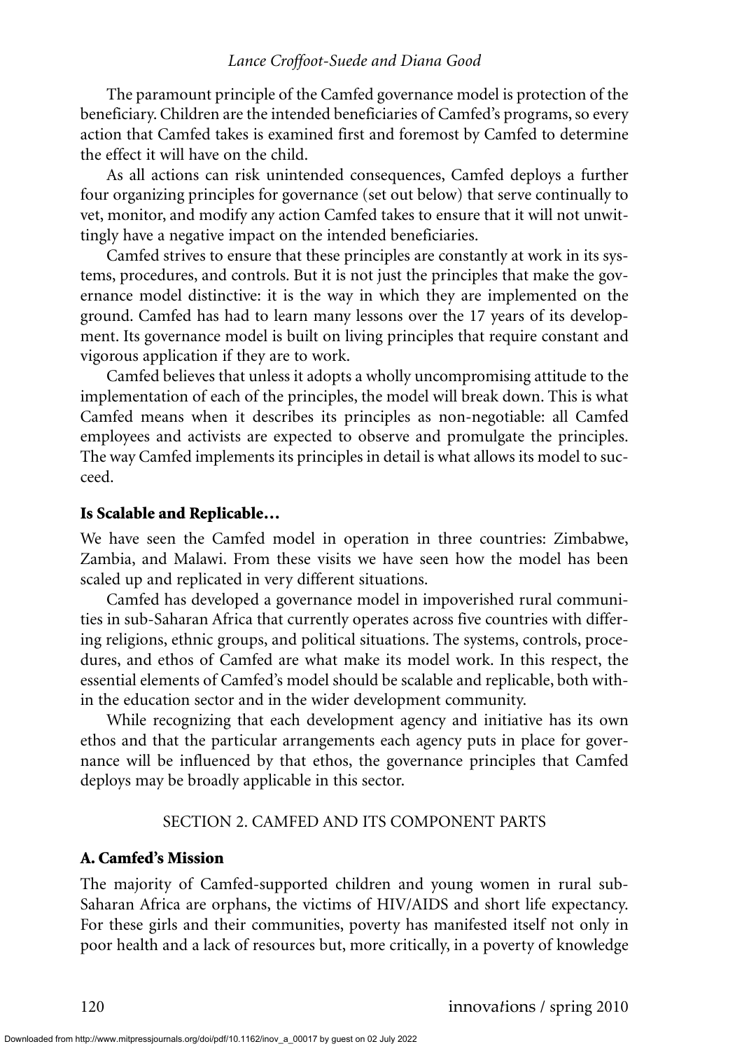The paramount principle of the Camfed governance model is protection of the beneficiary. Children are the intended beneficiaries of Camfed's programs, so every action that Camfed takes is examined first and foremost by Camfed to determine the effect it will have on the child.

As all actions can risk unintended consequences, Camfed deploys a further four organizing principles for governance (set out below) that serve continually to vet, monitor, and modify any action Camfed takes to ensure that it will not unwittingly have a negative impact on the intended beneficiaries.

Camfed strives to ensure that these principles are constantly at work in its systems, procedures, and controls. But it is not just the principles that make the governance model distinctive: it is the way in which they are implemented on the ground. Camfed has had to learn many lessons over the 17 years of its development. Its governance model is built on living principles that require constant and vigorous application if they are to work.

Camfed believes that unless it adopts a wholly uncompromising attitude to the implementation of each of the principles, the model will break down. This is what Camfed means when it describes its principles as non-negotiable: all Camfed employees and activists are expected to observe and promulgate the principles. The way Camfed implements its principles in detail is what allows its model to succeed.

### Is Scalable and Replicable…

We have seen the Camfed model in operation in three countries: Zimbabwe, Zambia, and Malawi. From these visits we have seen how the model has been scaled up and replicated in very different situations.

Camfed has developed a governance model in impoverished rural communities in sub-Saharan Africa that currently operates across five countries with differing religions, ethnic groups, and political situations. The systems, controls, procedures, and ethos of Camfed are what make its model work. In this respect, the essential elements of Camfed's model should be scalable and replicable, both within the education sector and in the wider development community.

While recognizing that each development agency and initiative has its own ethos and that the particular arrangements each agency puts in place for governance will be influenced by that ethos, the governance principles that Camfed deploys may be broadly applicable in this sector.

## SECTION 2. CAMFED AND ITS COMPONENT PARTS

### A. Camfed's Mission

The majority of Camfed-supported children and young women in rural sub-Saharan Africa are orphans, the victims of HIV/AIDS and short life expectancy. For these girls and their communities, poverty has manifested itself not only in poor health and a lack of resources but, more critically, in a poverty of knowledge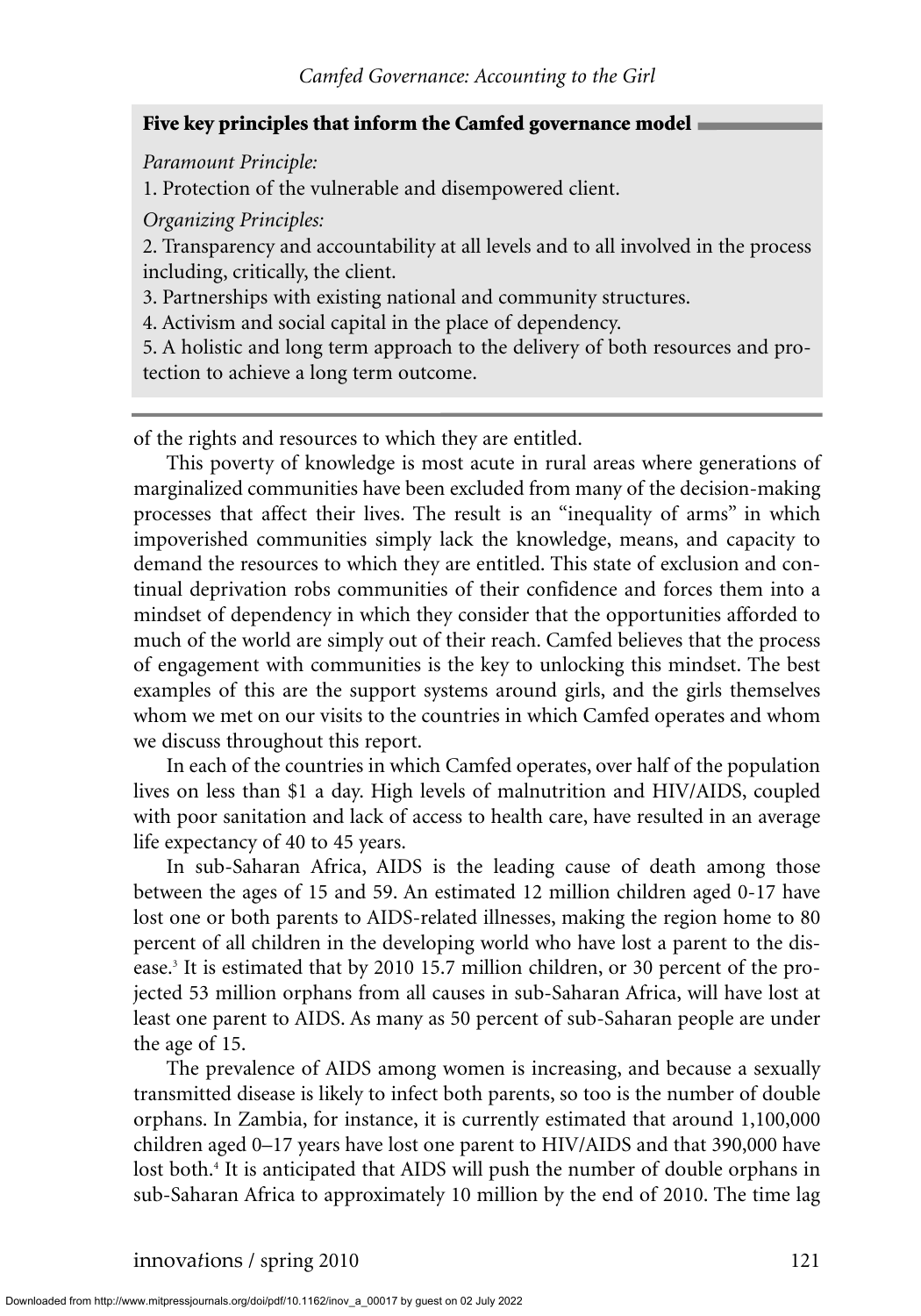**Five key principles that inform the Camfed governance model**

*Paramount Principle:*

1. Protection of the vulnerable and disempowered client.

*Organizing Principles:*

2. Transparency and accountability at all levels and to all involved in the process including, critically, the client.
3. Partnerships with existing national and community structures.
4. Activism and social capital in the place of dependency.
5. A holistic and long term approach to the delivery of both resources and protection to achieve a long term outcome.

of the rights and resources to which they are entitled.

This poverty of knowledge is most acute in rural areas where generations of marginalized communities have been excluded from many of the decision-making processes that affect their lives. The result is an "inequality of arms" in which impoverished communities simply lack the knowledge, means, and capacity to demand the resources to which they are entitled. This state of exclusion and continual deprivation robs communities of their confidence and forces them into a mindset of dependency in which they consider that the opportunities afforded to much of the world are simply out of their reach. Camfed believes that the process of engagement with communities is the key to unlocking this mindset. The best examples of this are the support systems around girls, and the girls themselves whom we met on our visits to the countries in which Camfed operates and whom we discuss throughout this report.

In each of the countries in which Camfed operates, over half of the population lives on less than $1 a day. High levels of malnutrition and HIV/AIDS, coupled with poor sanitation and lack of access to health care, have resulted in an average life expectancy of 40 to 45 years.

In sub-Saharan Africa, AIDS is the leading cause of death among those between the ages of 15 and 59. An estimated 12 million children aged 0-17 have lost one or both parents to AIDS-related illnesses, making the region home to 80 percent of all children in the developing world who have lost a parent to the disease.[3] It is estimated that by 2010 15.7 million children, or 30 percent of the projected 53 million orphans from all causes in sub-Saharan Africa, will have lost at least one parent to AIDS. As many as 50 percent of sub-Saharan people are under the age of 15.

The prevalence of AIDS among women is increasing, and because a sexually transmitted disease is likely to infect both parents, so too is the number of double orphans. In Zambia, for instance, it is currently estimated that around 1,100,000 children aged 0–17 years have lost one parent to HIV/AIDS and that 390,000 have lost both.[4] It is anticipated that AIDS will push the number of double orphans in sub-Saharan Africa to approximately 10 million by the end of 2010. The time lag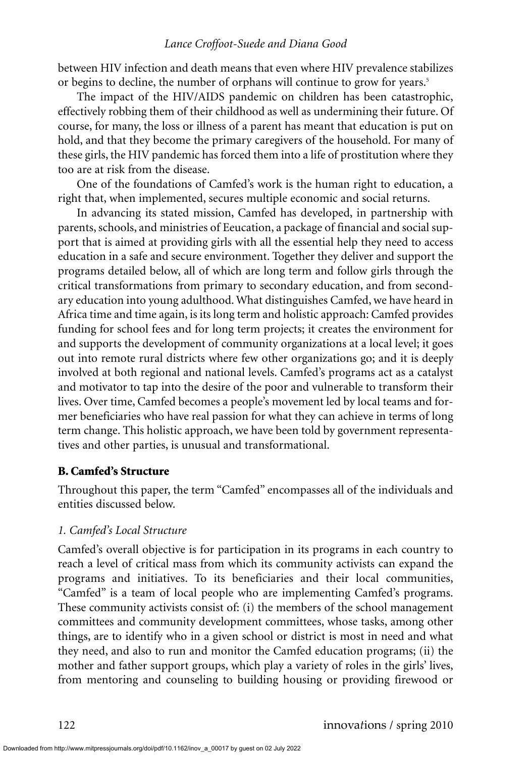between HIV infection and death means that even where HIV prevalence stabilizes or begins to decline, the number of orphans will continue to grow for years.[5]

The impact of the HIV/AIDS pandemic on children has been catastrophic, effectively robbing them of their childhood as well as undermining their future. Of course, for many, the loss or illness of a parent has meant that education is put on hold, and that they become the primary caregivers of the household. For many of these girls, the HIV pandemic has forced them into a life of prostitution where they too are at risk from the disease.

One of the foundations of Camfed's work is the human right to education, a right that, when implemented, secures multiple economic and social returns.

In advancing its stated mission, Camfed has developed, in partnership with parents, schools, and ministries of Eeucation, a package of financial and social support that is aimed at providing girls with all the essential help they need to access education in a safe and secure environment. Together they deliver and support the programs detailed below, all of which are long term and follow girls through the critical transformations from primary to secondary education, and from secondary education into young adulthood. What distinguishes Camfed, we have heard in Africa time and time again, is its long term and holistic approach: Camfed provides funding for school fees and for long term projects; it creates the environment for and supports the development of community organizations at a local level; it goes out into remote rural districts where few other organizations go; and it is deeply involved at both regional and national levels. Camfed's programs act as a catalyst and motivator to tap into the desire of the poor and vulnerable to transform their lives. Over time, Camfed becomes a people's movement led by local teams and former beneficiaries who have real passion for what they can achieve in terms of long term change. This holistic approach, we have been told by government representatives and other parties, is unusual and transformational.

## B. Camfed's Structure

Throughout this paper, the term "Camfed" encompasses all of the individuals and entities discussed below.

### *1. Camfed's Local Structure*

Camfed's overall objective is for participation in its programs in each country to reach a level of critical mass from which its community activists can expand the programs and initiatives. To its beneficiaries and their local communities, "Camfed" is a team of local people who are implementing Camfed's programs. These community activists consist of: (i) the members of the school management committees and community development committees, whose tasks, among other things, are to identify who in a given school or district is most in need and what they need, and also to run and monitor the Camfed education programs; (ii) the mother and father support groups, which play a variety of roles in the girls' lives, from mentoring and counseling to building housing or providing firewood or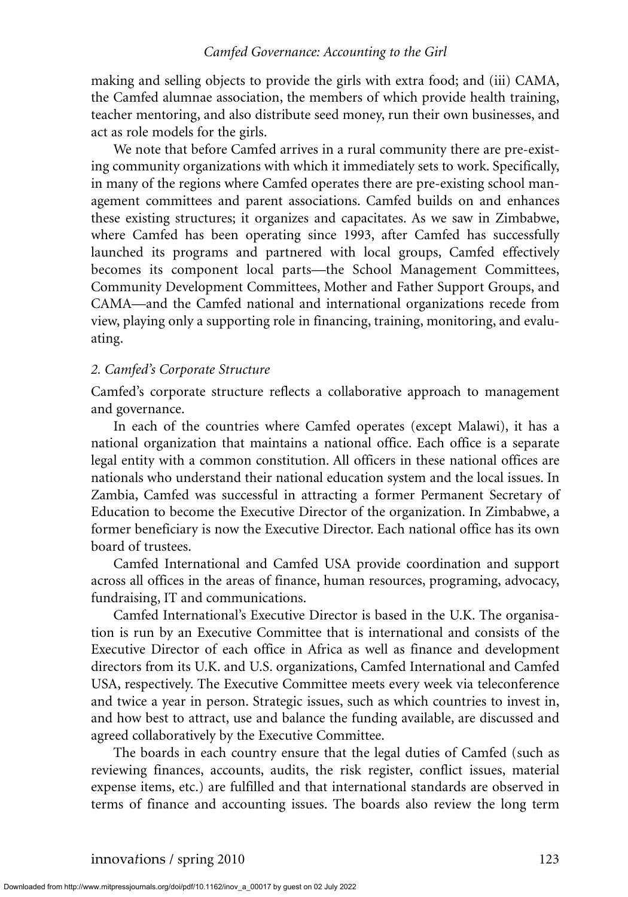making and selling objects to provide the girls with extra food; and (iii) CAMA, the Camfed alumnae association, the members of which provide health training, teacher mentoring, and also distribute seed money, run their own businesses, and act as role models for the girls.

We note that before Camfed arrives in a rural community there are pre-existing community organizations with which it immediately sets to work. Specifically, in many of the regions where Camfed operates there are pre-existing school management committees and parent associations. Camfed builds on and enhances these existing structures; it organizes and capacitates. As we saw in Zimbabwe, where Camfed has been operating since 1993, after Camfed has successfully launched its programs and partnered with local groups, Camfed effectively becomes its component local parts—the School Management Committees, Community Development Committees, Mother and Father Support Groups, and CAMA—and the Camfed national and international organizations recede from view, playing only a supporting role in financing, training, monitoring, and evaluating.

### *2. Camfed's Corporate Structure*

Camfed's corporate structure reflects a collaborative approach to management and governance.

In each of the countries where Camfed operates (except Malawi), it has a national organization that maintains a national office. Each office is a separate legal entity with a common constitution. All officers in these national offices are nationals who understand their national education system and the local issues. In Zambia, Camfed was successful in attracting a former Permanent Secretary of Education to become the Executive Director of the organization. In Zimbabwe, a former beneficiary is now the Executive Director. Each national office has its own board of trustees.

Camfed International and Camfed USA provide coordination and support across all offices in the areas of finance, human resources, programing, advocacy, fundraising, IT and communications.

Camfed International's Executive Director is based in the U.K. The organisation is run by an Executive Committee that is international and consists of the Executive Director of each office in Africa as well as finance and development directors from its U.K. and U.S. organizations, Camfed International and Camfed USA, respectively. The Executive Committee meets every week via teleconference and twice a year in person. Strategic issues, such as which countries to invest in, and how best to attract, use and balance the funding available, are discussed and agreed collaboratively by the Executive Committee.

The boards in each country ensure that the legal duties of Camfed (such as reviewing finances, accounts, audits, the risk register, conflict issues, material expense items, etc.) are fulfilled and that international standards are observed in terms of finance and accounting issues. The boards also review the long term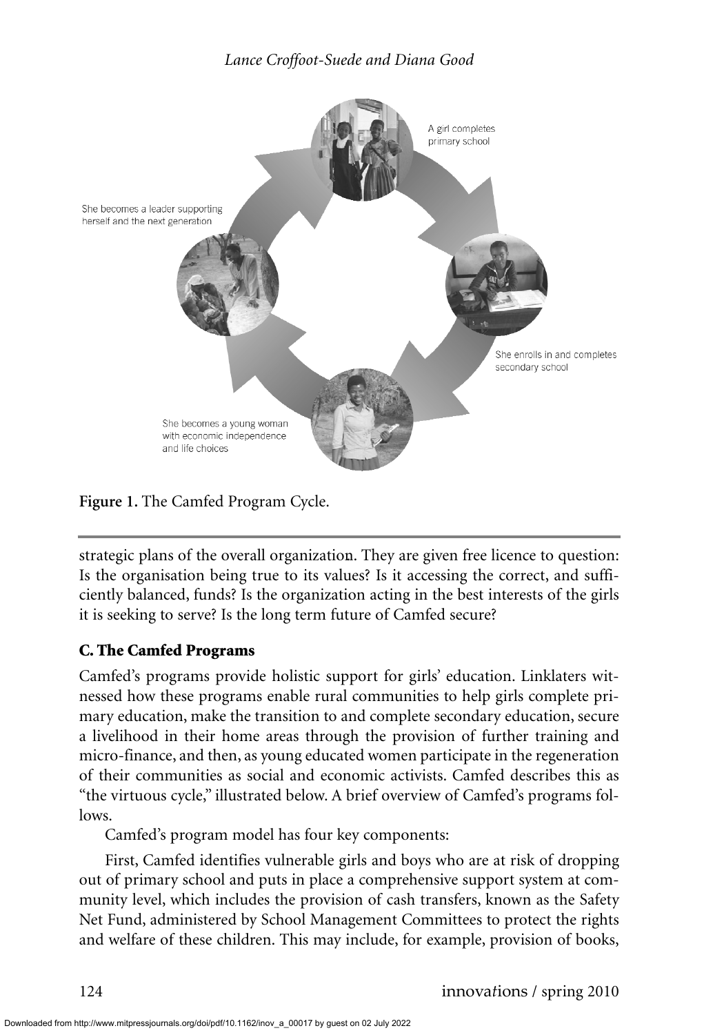A girl completes primary school

She enrolls in and completes secondary school

She becomes a young woman with economic independence and life choices

She becomes a leader supporting herself and the next generation

**Figure 1.** The Camfed Program Cycle.

strategic plans of the overall organization. They are given free licence to question: Is the organisation being true to its values? Is it accessing the correct, and sufficiently balanced, funds? Is the organization acting in the best interests of the girls it is seeking to serve? Is the long term future of Camfed secure?

### C. The Camfed Programs

Camfed's programs provide holistic support for girls' education. Linklaters witnessed how these programs enable rural communities to help girls complete primary education, make the transition to and complete secondary education, secure a livelihood in their home areas through the provision of further training and micro-finance, and then, as young educated women participate in the regeneration of their communities as social and economic activists. Camfed describes this as "the virtuous cycle," illustrated below. A brief overview of Camfed's programs follows.

Camfed's program model has four key components:

First, Camfed identifies vulnerable girls and boys who are at risk of dropping out of primary school and puts in place a comprehensive support system at community level, which includes the provision of cash transfers, known as the Safety Net Fund, administered by School Management Committees to protect the rights and welfare of these children. This may include, for example, provision of books,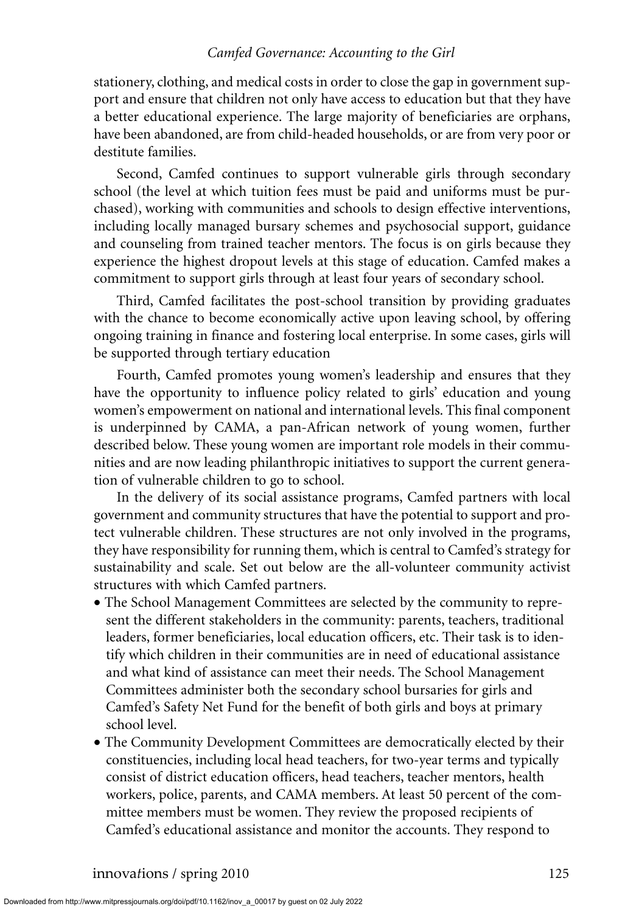stationery, clothing, and medical costs in order to close the gap in government support and ensure that children not only have access to education but that they have a better educational experience. The large majority of beneficiaries are orphans, have been abandoned, are from child-headed households, or are from very poor or destitute families.

Second, Camfed continues to support vulnerable girls through secondary school (the level at which tuition fees must be paid and uniforms must be purchased), working with communities and schools to design effective interventions, including locally managed bursary schemes and psychosocial support, guidance and counseling from trained teacher mentors. The focus is on girls because they experience the highest dropout levels at this stage of education. Camfed makes a commitment to support girls through at least four years of secondary school.

Third, Camfed facilitates the post-school transition by providing graduates with the chance to become economically active upon leaving school, by offering ongoing training in finance and fostering local enterprise. In some cases, girls will be supported through tertiary education

Fourth, Camfed promotes young women's leadership and ensures that they have the opportunity to influence policy related to girls' education and young women's empowerment on national and international levels. This final component is underpinned by CAMA, a pan-African network of young women, further described below. These young women are important role models in their communities and are now leading philanthropic initiatives to support the current generation of vulnerable children to go to school.

In the delivery of its social assistance programs, Camfed partners with local government and community structures that have the potential to support and protect vulnerable children. These structures are not only involved in the programs, they have responsibility for running them, which is central to Camfed's strategy for sustainability and scale. Set out below are the all-volunteer community activist structures with which Camfed partners.

- The School Management Committees are selected by the community to represent the different stakeholders in the community: parents, teachers, traditional leaders, former beneficiaries, local education officers, etc. Their task is to identify which children in their communities are in need of educational assistance and what kind of assistance can meet their needs. The School Management Committees administer both the secondary school bursaries for girls and Camfed's Safety Net Fund for the benefit of both girls and boys at primary school level.
- The Community Development Committees are democratically elected by their constituencies, including local head teachers, for two-year terms and typically consist of district education officers, head teachers, teacher mentors, health workers, police, parents, and CAMA members. At least 50 percent of the committee members must be women. They review the proposed recipients of Camfed's educational assistance and monitor the accounts. They respond to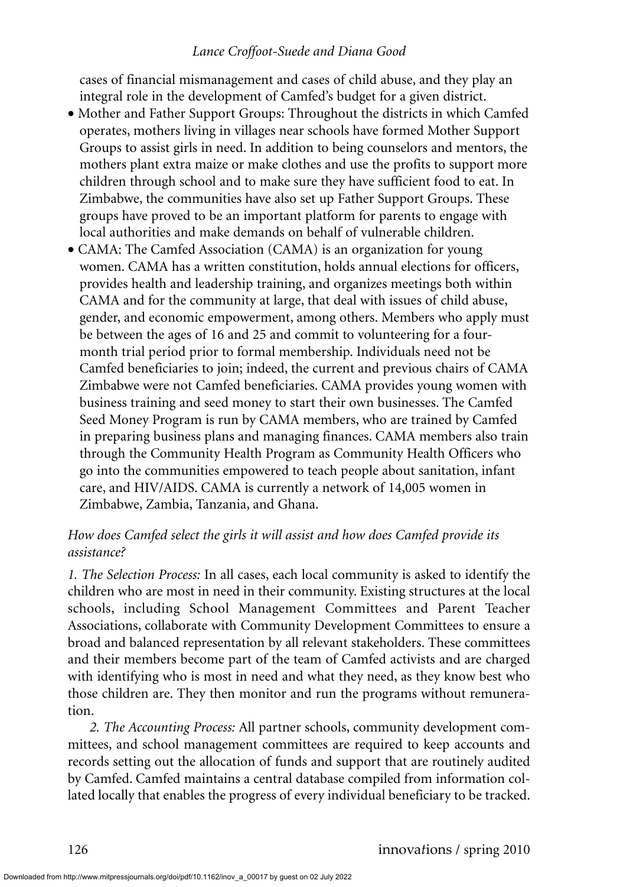cases of financial mismanagement and cases of child abuse, and they play an integral role in the development of Camfed's budget for a given district.

- Mother and Father Support Groups: Throughout the districts in which Camfed operates, mothers living in villages near schools have formed Mother Support Groups to assist girls in need. In addition to being counselors and mentors, the mothers plant extra maize or make clothes and use the profits to support more children through school and to make sure they have sufficient food to eat. In Zimbabwe, the communities have also set up Father Support Groups. These groups have proved to be an important platform for parents to engage with local authorities and make demands on behalf of vulnerable children.
- CAMA: The Camfed Association (CAMA) is an organization for young women. CAMA has a written constitution, holds annual elections for officers, provides health and leadership training, and organizes meetings both within CAMA and for the community at large, that deal with issues of child abuse, gender, and economic empowerment, among others. Members who apply must be between the ages of 16 and 25 and commit to volunteering for a four-month trial period prior to formal membership. Individuals need not be Camfed beneficiaries to join; indeed, the current and previous chairs of CAMA Zimbabwe were not Camfed beneficiaries. CAMA provides young women with business training and seed money to start their own businesses. The Camfed Seed Money Program is run by CAMA members, who are trained by Camfed in preparing business plans and managing finances. CAMA members also train through the Community Health Program as Community Health Officers who go into the communities empowered to teach people about sanitation, infant care, and HIV/AIDS. CAMA is currently a network of 14,005 women in Zimbabwe, Zambia, Tanzania, and Ghana.

*How does Camfed select the girls it will assist and how does Camfed provide its assistance?*

*1. The Selection Process:* In all cases, each local community is asked to identify the children who are most in need in their community. Existing structures at the local schools, including School Management Committees and Parent Teacher Associations, collaborate with Community Development Committees to ensure a broad and balanced representation by all relevant stakeholders. These committees and their members become part of the team of Camfed activists and are charged with identifying who is most in need and what they need, as they know best who those children are. They then monitor and run the programs without remuneration.

*2. The Accounting Process:* All partner schools, community development committees, and school management committees are required to keep accounts and records setting out the allocation of funds and support that are routinely audited by Camfed. Camfed maintains a central database compiled from information collated locally that enables the progress of every individual beneficiary to be tracked.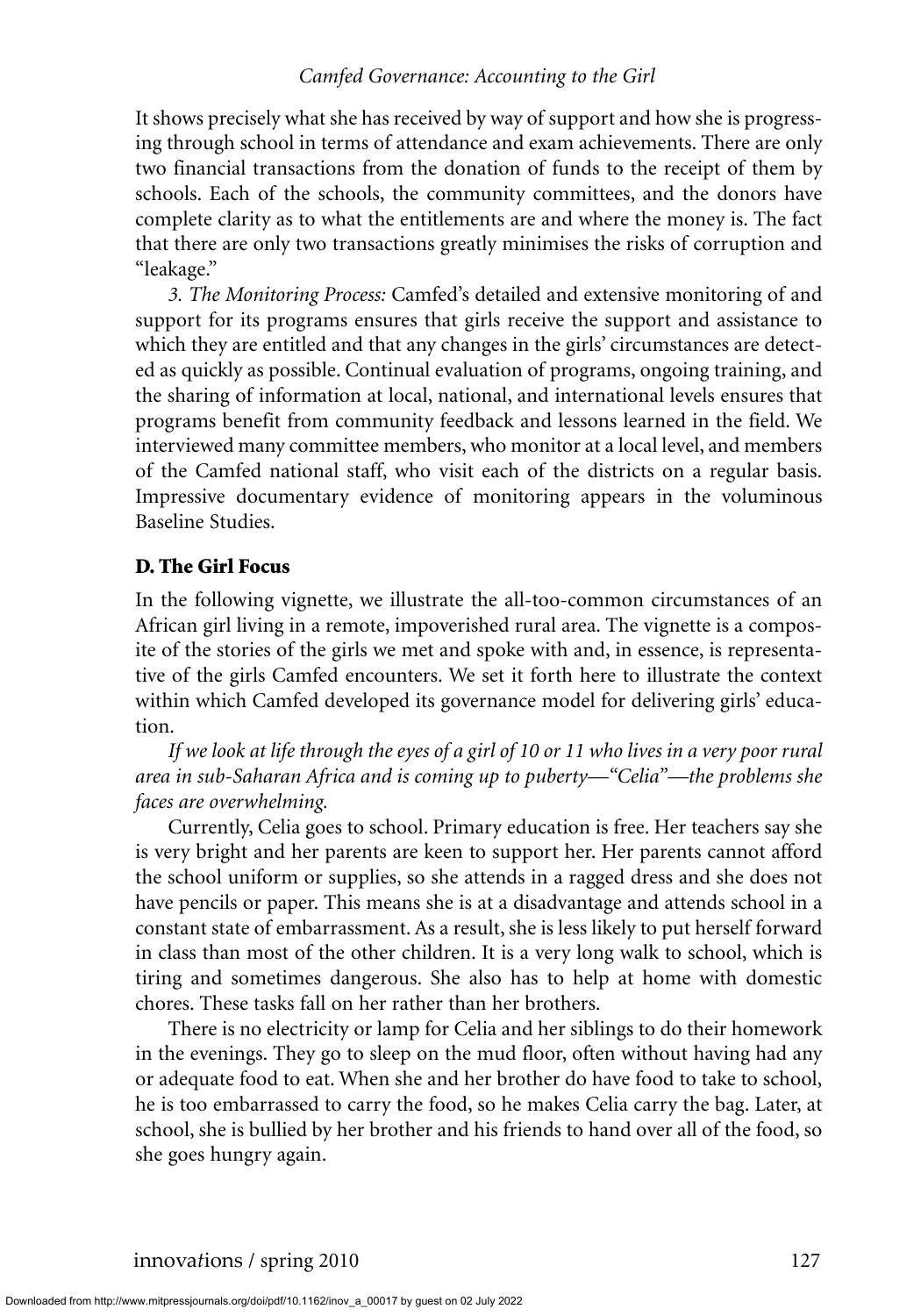It shows precisely what she has received by way of support and how she is progressing through school in terms of attendance and exam achievements. There are only two financial transactions from the donation of funds to the receipt of them by schools. Each of the schools, the community committees, and the donors have complete clarity as to what the entitlements are and where the money is. The fact that there are only two transactions greatly minimises the risks of corruption and "leakage."

*3. The Monitoring Process:* Camfed's detailed and extensive monitoring of and support for its programs ensures that girls receive the support and assistance to which they are entitled and that any changes in the girls' circumstances are detected as quickly as possible. Continual evaluation of programs, ongoing training, and the sharing of information at local, national, and international levels ensures that programs benefit from community feedback and lessons learned in the field. We interviewed many committee members, who monitor at a local level, and members of the Camfed national staff, who visit each of the districts on a regular basis. Impressive documentary evidence of monitoring appears in the voluminous Baseline Studies.

### D. The Girl Focus

In the following vignette, we illustrate the all-too-common circumstances of an African girl living in a remote, impoverished rural area. The vignette is a composite of the stories of the girls we met and spoke with and, in essence, is representative of the girls Camfed encounters. We set it forth here to illustrate the context within which Camfed developed its governance model for delivering girls' education.

*If we look at life through the eyes of a girl of 10 or 11 who lives in a very poor rural area in sub-Saharan Africa and is coming up to puberty—"Celia"—the problems she faces are overwhelming.*

Currently, Celia goes to school. Primary education is free. Her teachers say she is very bright and her parents are keen to support her. Her parents cannot afford the school uniform or supplies, so she attends in a ragged dress and she does not have pencils or paper. This means she is at a disadvantage and attends school in a constant state of embarrassment. As a result, she is less likely to put herself forward in class than most of the other children. It is a very long walk to school, which is tiring and sometimes dangerous. She also has to help at home with domestic chores. These tasks fall on her rather than her brothers.

There is no electricity or lamp for Celia and her siblings to do their homework in the evenings. They go to sleep on the mud floor, often without having had any or adequate food to eat. When she and her brother do have food to take to school, he is too embarrassed to carry the food, so he makes Celia carry the bag. Later, at school, she is bullied by her brother and his friends to hand over all of the food, so she goes hungry again.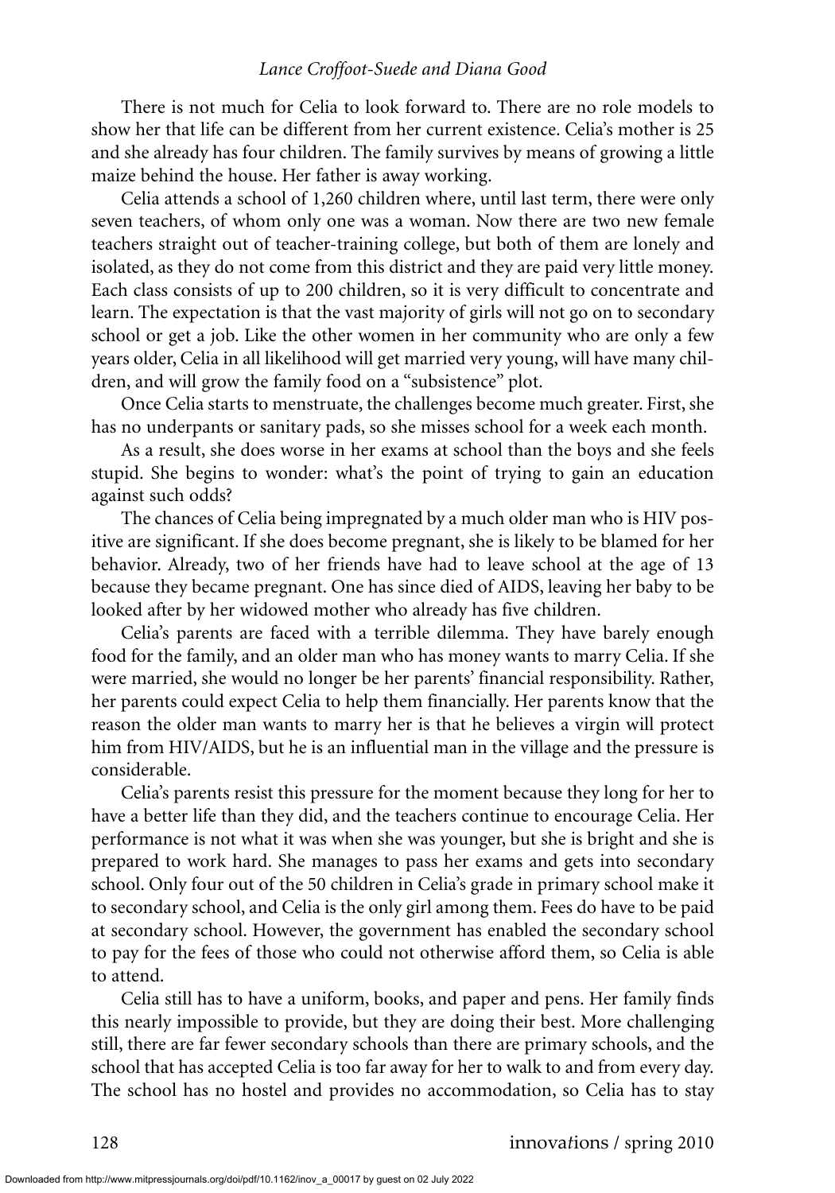There is not much for Celia to look forward to. There are no role models to show her that life can be different from her current existence. Celia's mother is 25 and she already has four children. The family survives by means of growing a little maize behind the house. Her father is away working.

Celia attends a school of 1,260 children where, until last term, there were only seven teachers, of whom only one was a woman. Now there are two new female teachers straight out of teacher-training college, but both of them are lonely and isolated, as they do not come from this district and they are paid very little money. Each class consists of up to 200 children, so it is very difficult to concentrate and learn. The expectation is that the vast majority of girls will not go on to secondary school or get a job. Like the other women in her community who are only a few years older, Celia in all likelihood will get married very young, will have many children, and will grow the family food on a "subsistence" plot.

Once Celia starts to menstruate, the challenges become much greater. First, she has no underpants or sanitary pads, so she misses school for a week each month.

As a result, she does worse in her exams at school than the boys and she feels stupid. She begins to wonder: what's the point of trying to gain an education against such odds?

The chances of Celia being impregnated by a much older man who is HIV positive are significant. If she does become pregnant, she is likely to be blamed for her behavior. Already, two of her friends have had to leave school at the age of 13 because they became pregnant. One has since died of AIDS, leaving her baby to be looked after by her widowed mother who already has five children.

Celia's parents are faced with a terrible dilemma. They have barely enough food for the family, and an older man who has money wants to marry Celia. If she were married, she would no longer be her parents' financial responsibility. Rather, her parents could expect Celia to help them financially. Her parents know that the reason the older man wants to marry her is that he believes a virgin will protect him from HIV/AIDS, but he is an influential man in the village and the pressure is considerable.

Celia's parents resist this pressure for the moment because they long for her to have a better life than they did, and the teachers continue to encourage Celia. Her performance is not what it was when she was younger, but she is bright and she is prepared to work hard. She manages to pass her exams and gets into secondary school. Only four out of the 50 children in Celia's grade in primary school make it to secondary school, and Celia is the only girl among them. Fees do have to be paid at secondary school. However, the government has enabled the secondary school to pay for the fees of those who could not otherwise afford them, so Celia is able to attend.

Celia still has to have a uniform, books, and paper and pens. Her family finds this nearly impossible to provide, but they are doing their best. More challenging still, there are far fewer secondary schools than there are primary schools, and the school that has accepted Celia is too far away for her to walk to and from every day. The school has no hostel and provides no accommodation, so Celia has to stay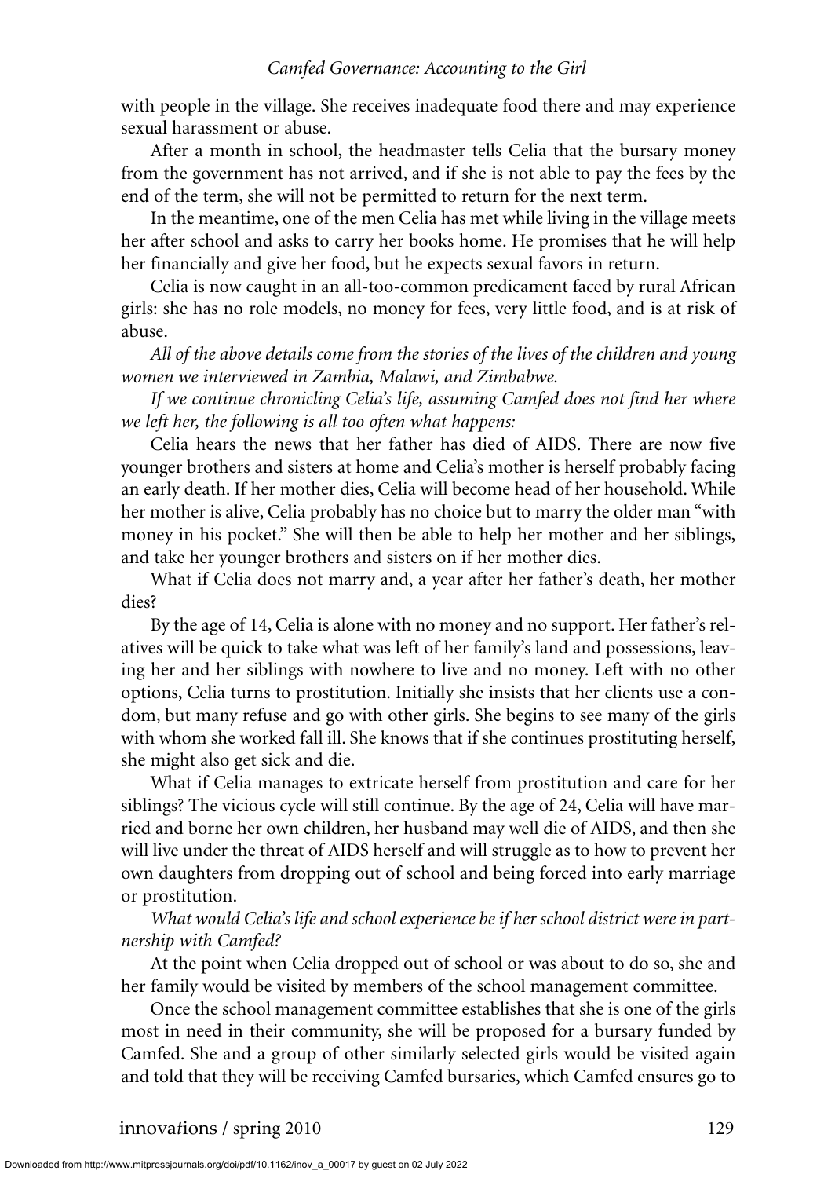with people in the village. She receives inadequate food there and may experience sexual harassment or abuse.

After a month in school, the headmaster tells Celia that the bursary money from the government has not arrived, and if she is not able to pay the fees by the end of the term, she will not be permitted to return for the next term.

In the meantime, one of the men Celia has met while living in the village meets her after school and asks to carry her books home. He promises that he will help her financially and give her food, but he expects sexual favors in return.

Celia is now caught in an all-too-common predicament faced by rural African girls: she has no role models, no money for fees, very little food, and is at risk of abuse.

*All of the above details come from the stories of the lives of the children and young women we interviewed in Zambia, Malawi, and Zimbabwe.*

*If we continue chronicling Celia's life, assuming Camfed does not find her where we left her, the following is all too often what happens:*

Celia hears the news that her father has died of AIDS. There are now five younger brothers and sisters at home and Celia's mother is herself probably facing an early death. If her mother dies, Celia will become head of her household. While her mother is alive, Celia probably has no choice but to marry the older man "with money in his pocket." She will then be able to help her mother and her siblings, and take her younger brothers and sisters on if her mother dies.

What if Celia does not marry and, a year after her father's death, her mother dies?

By the age of 14, Celia is alone with no money and no support. Her father's relatives will be quick to take what was left of her family's land and possessions, leaving her and her siblings with nowhere to live and no money. Left with no other options, Celia turns to prostitution. Initially she insists that her clients use a condom, but many refuse and go with other girls. She begins to see many of the girls with whom she worked fall ill. She knows that if she continues prostituting herself, she might also get sick and die.

What if Celia manages to extricate herself from prostitution and care for her siblings? The vicious cycle will still continue. By the age of 24, Celia will have married and borne her own children, her husband may well die of AIDS, and then she will live under the threat of AIDS herself and will struggle as to how to prevent her own daughters from dropping out of school and being forced into early marriage or prostitution.

*What would Celia's life and school experience be if her school district were in partnership with Camfed?*

At the point when Celia dropped out of school or was about to do so, she and her family would be visited by members of the school management committee.

Once the school management committee establishes that she is one of the girls most in need in their community, she will be proposed for a bursary funded by Camfed. She and a group of other similarly selected girls would be visited again and told that they will be receiving Camfed bursaries, which Camfed ensures go to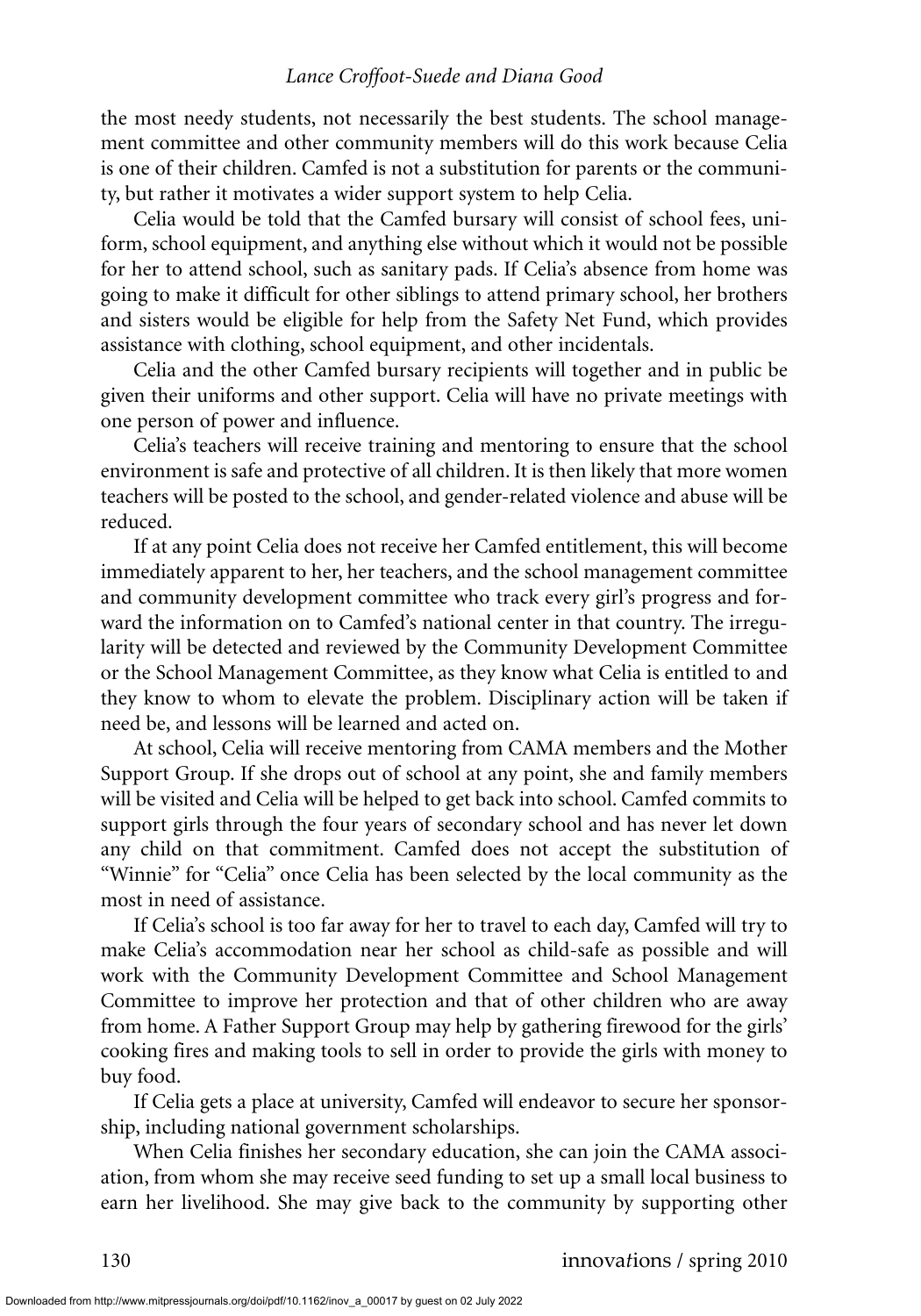the most needy students, not necessarily the best students. The school management committee and other community members will do this work because Celia is one of their children. Camfed is not a substitution for parents or the community, but rather it motivates a wider support system to help Celia.

Celia would be told that the Camfed bursary will consist of school fees, uniform, school equipment, and anything else without which it would not be possible for her to attend school, such as sanitary pads. If Celia's absence from home was going to make it difficult for other siblings to attend primary school, her brothers and sisters would be eligible for help from the Safety Net Fund, which provides assistance with clothing, school equipment, and other incidentals.

Celia and the other Camfed bursary recipients will together and in public be given their uniforms and other support. Celia will have no private meetings with one person of power and influence.

Celia's teachers will receive training and mentoring to ensure that the school environment is safe and protective of all children. It is then likely that more women teachers will be posted to the school, and gender-related violence and abuse will be reduced.

If at any point Celia does not receive her Camfed entitlement, this will become immediately apparent to her, her teachers, and the school management committee and community development committee who track every girl's progress and forward the information on to Camfed's national center in that country. The irregularity will be detected and reviewed by the Community Development Committee or the School Management Committee, as they know what Celia is entitled to and they know to whom to elevate the problem. Disciplinary action will be taken if need be, and lessons will be learned and acted on.

At school, Celia will receive mentoring from CAMA members and the Mother Support Group. If she drops out of school at any point, she and family members will be visited and Celia will be helped to get back into school. Camfed commits to support girls through the four years of secondary school and has never let down any child on that commitment. Camfed does not accept the substitution of "Winnie" for "Celia" once Celia has been selected by the local community as the most in need of assistance.

If Celia's school is too far away for her to travel to each day, Camfed will try to make Celia's accommodation near her school as child-safe as possible and will work with the Community Development Committee and School Management Committee to improve her protection and that of other children who are away from home. A Father Support Group may help by gathering firewood for the girls' cooking fires and making tools to sell in order to provide the girls with money to buy food.

If Celia gets a place at university, Camfed will endeavor to secure her sponsorship, including national government scholarships.

When Celia finishes her secondary education, she can join the CAMA association, from whom she may receive seed funding to set up a small local business to earn her livelihood. She may give back to the community by supporting other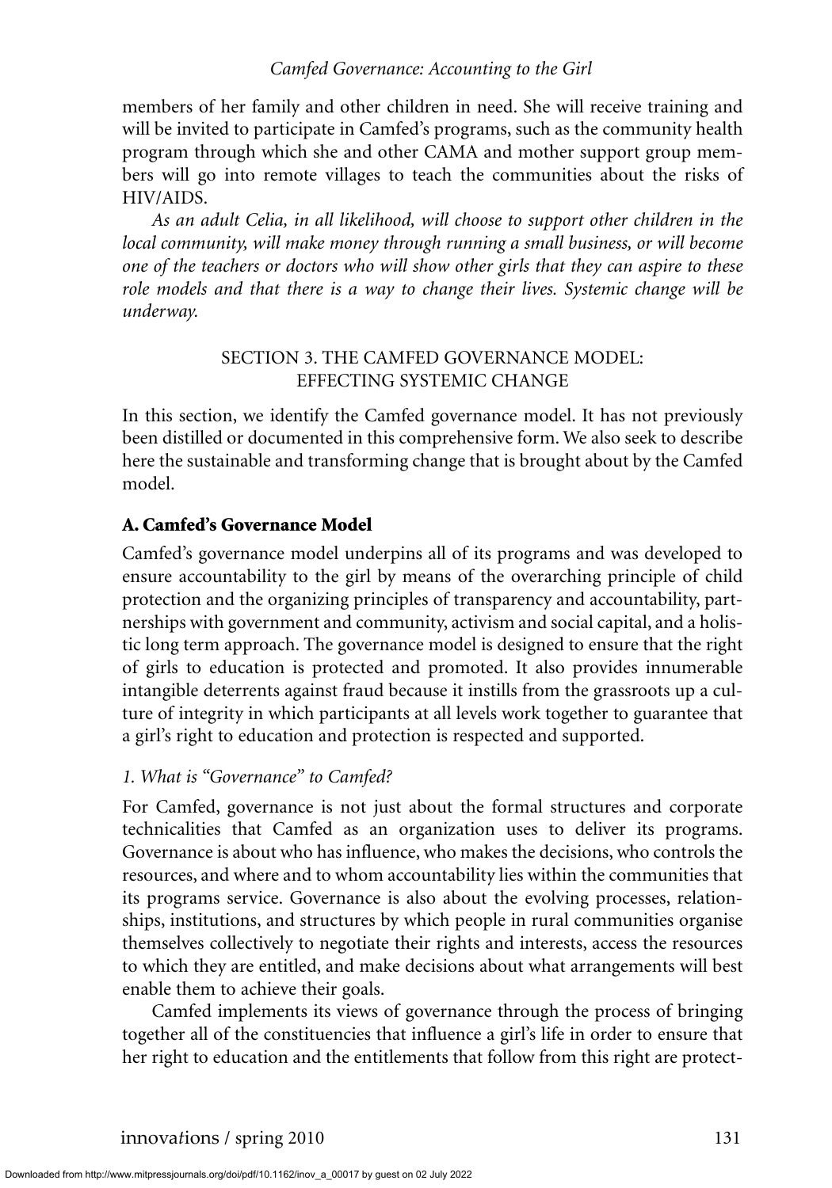members of her family and other children in need. She will receive training and will be invited to participate in Camfed's programs, such as the community health program through which she and other CAMA and mother support group members will go into remote villages to teach the communities about the risks of HIV/AIDS.

*As an adult Celia, in all likelihood, will choose to support other children in the local community, will make money through running a small business, or will become one of the teachers or doctors who will show other girls that they can aspire to these role models and that there is a way to change their lives. Systemic change will be underway.*

## SECTION 3. THE CAMFED GOVERNANCE MODEL: EFFECTING SYSTEMIC CHANGE

In this section, we identify the Camfed governance model. It has not previously been distilled or documented in this comprehensive form. We also seek to describe here the sustainable and transforming change that is brought about by the Camfed model.

### A. Camfed's Governance Model

Camfed's governance model underpins all of its programs and was developed to ensure accountability to the girl by means of the overarching principle of child protection and the organizing principles of transparency and accountability, partnerships with government and community, activism and social capital, and a holistic long term approach. The governance model is designed to ensure that the right of girls to education is protected and promoted. It also provides innumerable intangible deterrents against fraud because it instills from the grassroots up a culture of integrity in which participants at all levels work together to guarantee that a girl's right to education and protection is respected and supported.

#### *1. What is "Governance" to Camfed?*

For Camfed, governance is not just about the formal structures and corporate technicalities that Camfed as an organization uses to deliver its programs. Governance is about who has influence, who makes the decisions, who controls the resources, and where and to whom accountability lies within the communities that its programs service. Governance is also about the evolving processes, relationships, institutions, and structures by which people in rural communities organise themselves collectively to negotiate their rights and interests, access the resources to which they are entitled, and make decisions about what arrangements will best enable them to achieve their goals.

Camfed implements its views of governance through the process of bringing together all of the constituencies that influence a girl's life in order to ensure that her right to education and the entitlements that follow from this right are protect-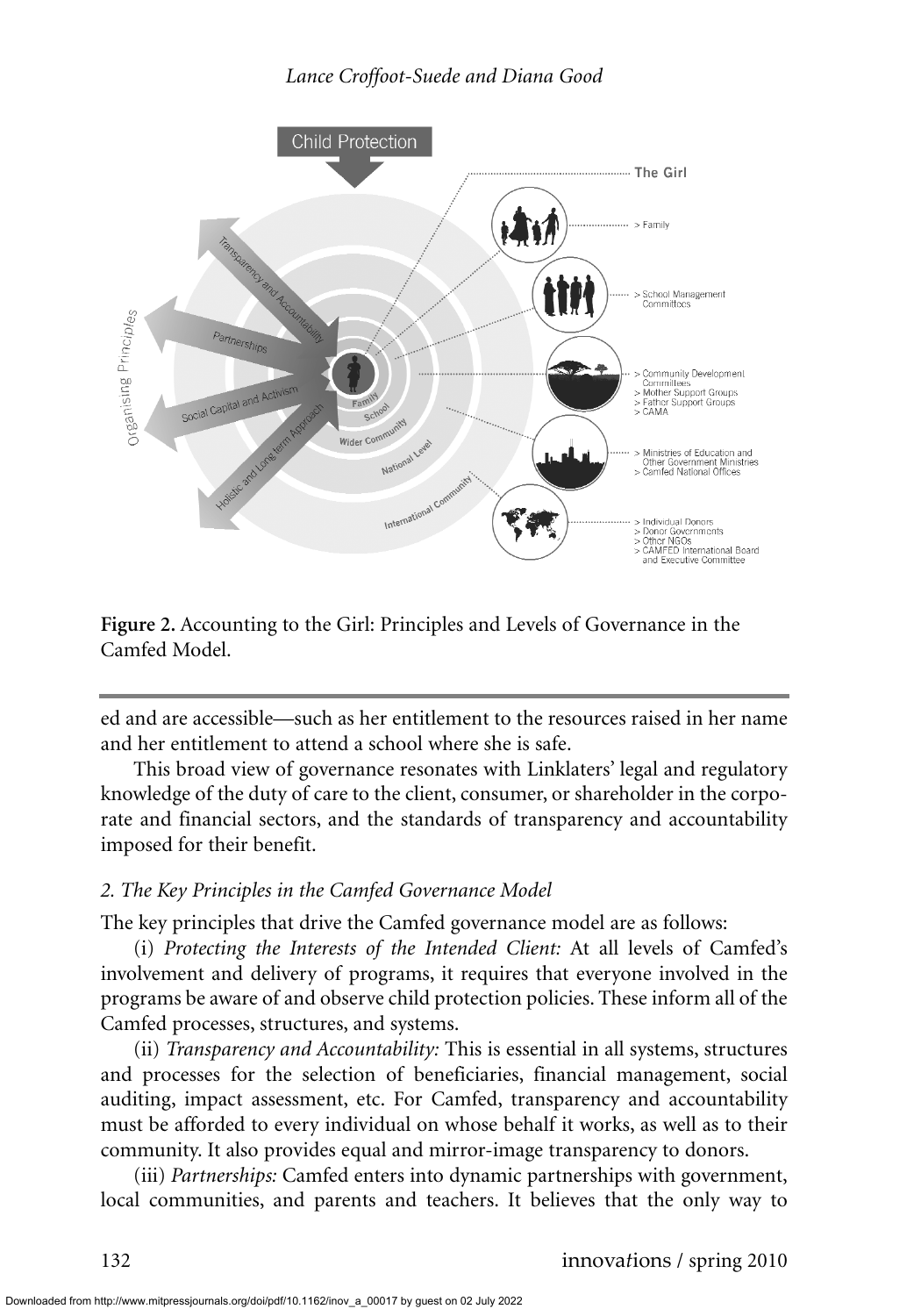**Figure 2.** Accounting to the Girl: Principles and Levels of Governance in the Camfed Model.

ed and are accessible—such as her entitlement to the resources raised in her name and her entitlement to attend a school where she is safe.

This broad view of governance resonates with Linklaters' legal and regulatory knowledge of the duty of care to the client, consumer, or shareholder in the corporate and financial sectors, and the standards of transparency and accountability imposed for their benefit.

### *2. The Key Principles in the Camfed Governance Model*

The key principles that drive the Camfed governance model are as follows:

(i) *Protecting the Interests of the Intended Client:* At all levels of Camfed's involvement and delivery of programs, it requires that everyone involved in the programs be aware of and observe child protection policies. These inform all of the Camfed processes, structures, and systems.

(ii) *Transparency and Accountability:* This is essential in all systems, structures and processes for the selection of beneficiaries, financial management, social auditing, impact assessment, etc. For Camfed, transparency and accountability must be afforded to every individual on whose behalf it works, as well as to their community. It also provides equal and mirror-image transparency to donors.

(iii) *Partnerships:* Camfed enters into dynamic partnerships with government, local communities, and parents and teachers. It believes that the only way to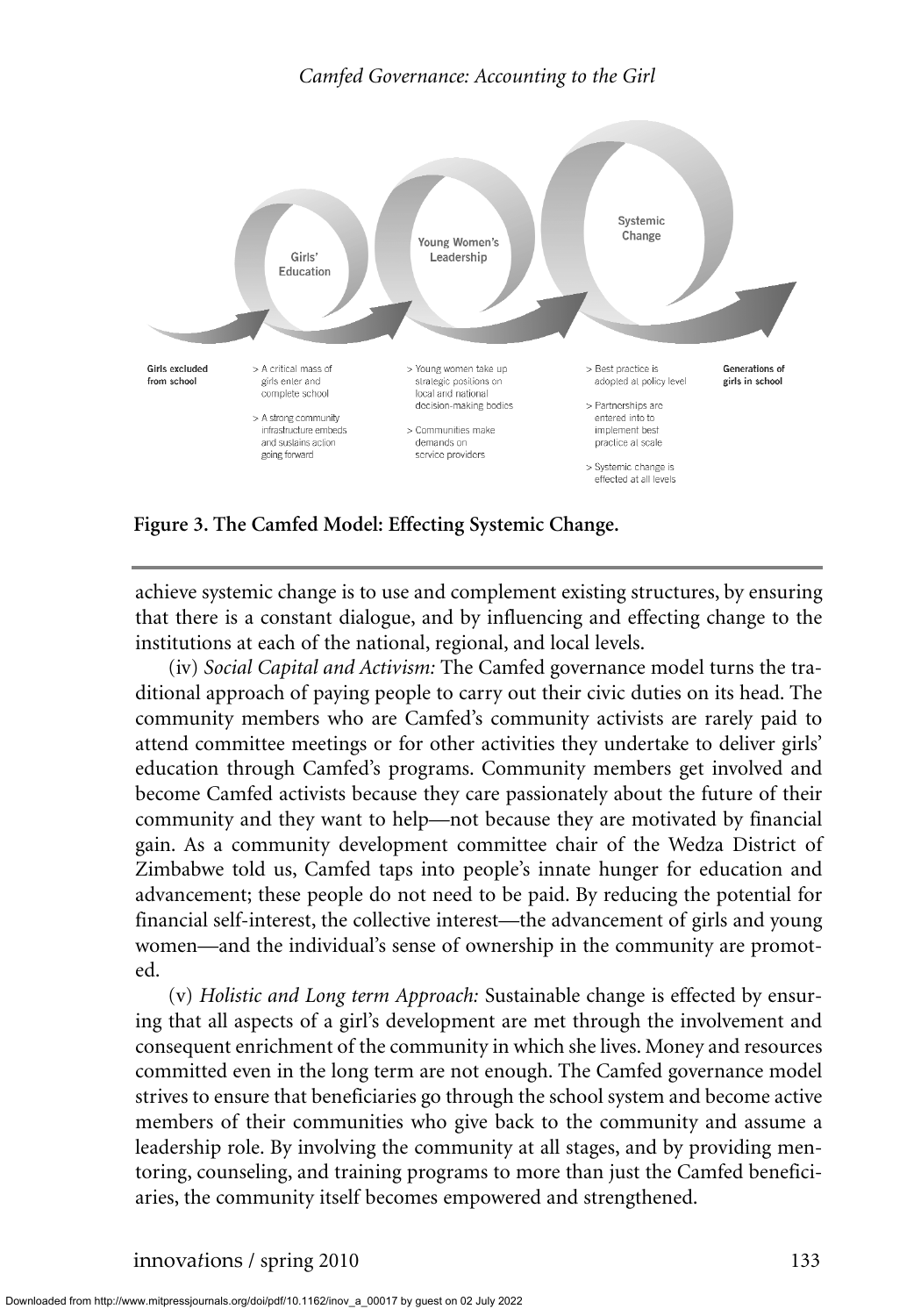Girls' Education

Young Women's Leadership

Systemic Change

| Girls excluded from school | > A critical mass of girls enter and complete school<br>> A strong community infrastructure embeds and sustains action going forward | > Young women take up strategic positions on local and national decision-making bodies<br>> Communities make demands on service providers | > Best practice is adopted at policy level<br>> Partnerships are entered into to implement best practice at scale<br>> Systemic change is effected at all levels | Generations of girls in school |
|---|---|---|---|---|

**Figure 3. The Camfed Model: Effecting Systemic Change.**

achieve systemic change is to use and complement existing structures, by ensuring that there is a constant dialogue, and by influencing and effecting change to the institutions at each of the national, regional, and local levels.

(iv) *Social Capital and Activism:* The Camfed governance model turns the traditional approach of paying people to carry out their civic duties on its head. The community members who are Camfed's community activists are rarely paid to attend committee meetings or for other activities they undertake to deliver girls' education through Camfed's programs. Community members get involved and become Camfed activists because they care passionately about the future of their community and they want to help—not because they are motivated by financial gain. As a community development committee chair of the Wedza District of Zimbabwe told us, Camfed taps into people's innate hunger for education and advancement; these people do not need to be paid. By reducing the potential for financial self-interest, the collective interest—the advancement of girls and young women—and the individual's sense of ownership in the community are promoted.

(v) *Holistic and Long term Approach:* Sustainable change is effected by ensuring that all aspects of a girl's development are met through the involvement and consequent enrichment of the community in which she lives. Money and resources committed even in the long term are not enough. The Camfed governance model strives to ensure that beneficiaries go through the school system and become active members of their communities who give back to the community and assume a leadership role. By involving the community at all stages, and by providing mentoring, counseling, and training programs to more than just the Camfed beneficiaries, the community itself becomes empowered and strengthened.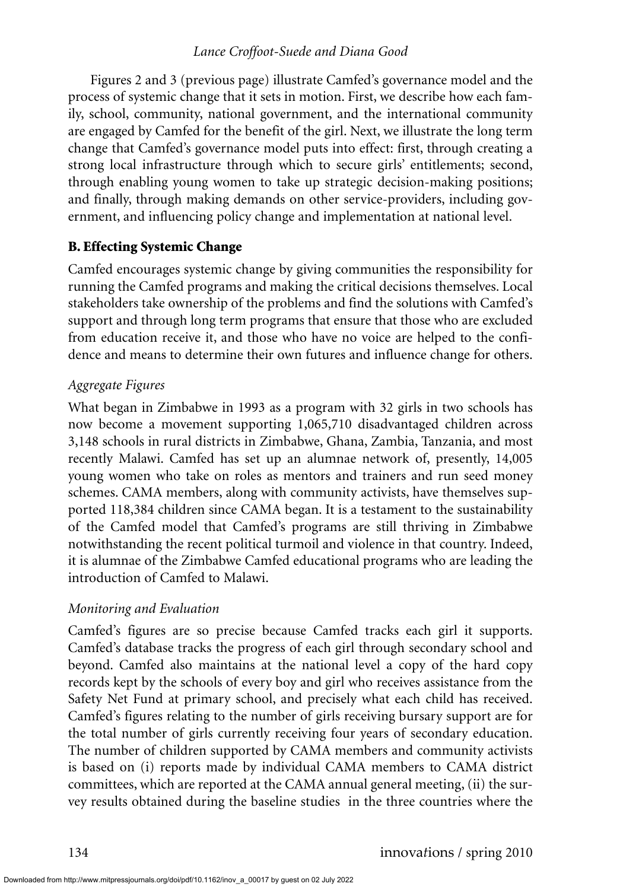Figures 2 and 3 (previous page) illustrate Camfed's governance model and the process of systemic change that it sets in motion. First, we describe how each family, school, community, national government, and the international community are engaged by Camfed for the benefit of the girl. Next, we illustrate the long term change that Camfed's governance model puts into effect: first, through creating a strong local infrastructure through which to secure girls' entitlements; second, through enabling young women to take up strategic decision-making positions; and finally, through making demands on other service-providers, including government, and influencing policy change and implementation at national level.

## B. Effecting Systemic Change

Camfed encourages systemic change by giving communities the responsibility for running the Camfed programs and making the critical decisions themselves. Local stakeholders take ownership of the problems and find the solutions with Camfed's support and through long term programs that ensure that those who are excluded from education receive it, and those who have no voice are helped to the confidence and means to determine their own futures and influence change for others.

### *Aggregate Figures*

What began in Zimbabwe in 1993 as a program with 32 girls in two schools has now become a movement supporting 1,065,710 disadvantaged children across 3,148 schools in rural districts in Zimbabwe, Ghana, Zambia, Tanzania, and most recently Malawi. Camfed has set up an alumnae network of, presently, 14,005 young women who take on roles as mentors and trainers and run seed money schemes. CAMA members, along with community activists, have themselves supported 118,384 children since CAMA began. It is a testament to the sustainability of the Camfed model that Camfed's programs are still thriving in Zimbabwe notwithstanding the recent political turmoil and violence in that country. Indeed, it is alumnae of the Zimbabwe Camfed educational programs who are leading the introduction of Camfed to Malawi.

### *Monitoring and Evaluation*

Camfed's figures are so precise because Camfed tracks each girl it supports. Camfed's database tracks the progress of each girl through secondary school and beyond. Camfed also maintains at the national level a copy of the hard copy records kept by the schools of every boy and girl who receives assistance from the Safety Net Fund at primary school, and precisely what each child has received. Camfed's figures relating to the number of girls receiving bursary support are for the total number of girls currently receiving four years of secondary education. The number of children supported by CAMA members and community activists is based on (i) reports made by individual CAMA members to CAMA district committees, which are reported at the CAMA annual general meeting, (ii) the survey results obtained during the baseline studies in the three countries where the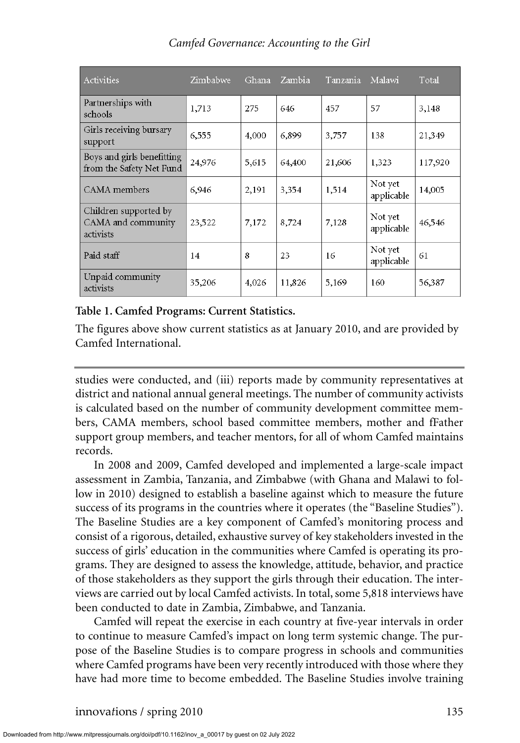| Activities | Zimbabwe | Ghana | Zambia | Tanzania | Malawi | Total |
|---|---|---|---|---|---|---|
| Partnerships with schools | 1,713 | 275 | 646 | 457 | 57 | 3,148 |
| Girls receiving bursary support | 6,555 | 4,000 | 6,899 | 3,757 | 138 | 21,349 |
| Boys and girls benefitting from the Safety Net Fund | 24,976 | 5,615 | 64,400 | 21,606 | 1,323 | 117,920 |
| CAMA members | 6,946 | 2,191 | 3,354 | 1,514 | Not yet applicable | 14,005 |
| Children supported by CAMA and community activists | 23,522 | 7,172 | 8,724 | 7,128 | Not yet applicable | 46,546 |
| Paid staff | 14 | 8 | 23 | 16 | Not yet applicable | 61 |
| Unpaid community activists | 35,206 | 4,026 | 11,826 | 5,169 | 160 | 56,387 |

**Table 1. Camfed Programs: Current Statistics.**

The figures above show current statistics as at January 2010, and are provided by Camfed International.

studies were conducted, and (iii) reports made by community representatives at district and national annual general meetings. The number of community activists is calculated based on the number of community development committee members, CAMA members, school based committee members, mother and fFather support group members, and teacher mentors, for all of whom Camfed maintains records.

In 2008 and 2009, Camfed developed and implemented a large-scale impact assessment in Zambia, Tanzania, and Zimbabwe (with Ghana and Malawi to follow in 2010) designed to establish a baseline against which to measure the future success of its programs in the countries where it operates (the "Baseline Studies"). The Baseline Studies are a key component of Camfed's monitoring process and consist of a rigorous, detailed, exhaustive survey of key stakeholders invested in the success of girls' education in the communities where Camfed is operating its programs. They are designed to assess the knowledge, attitude, behavior, and practice of those stakeholders as they support the girls through their education. The interviews are carried out by local Camfed activists. In total, some 5,818 interviews have been conducted to date in Zambia, Zimbabwe, and Tanzania.

Camfed will repeat the exercise in each country at five-year intervals in order to continue to measure Camfed's impact on long term systemic change. The purpose of the Baseline Studies is to compare progress in schools and communities where Camfed programs have been very recently introduced with those where they have had more time to become embedded. The Baseline Studies involve training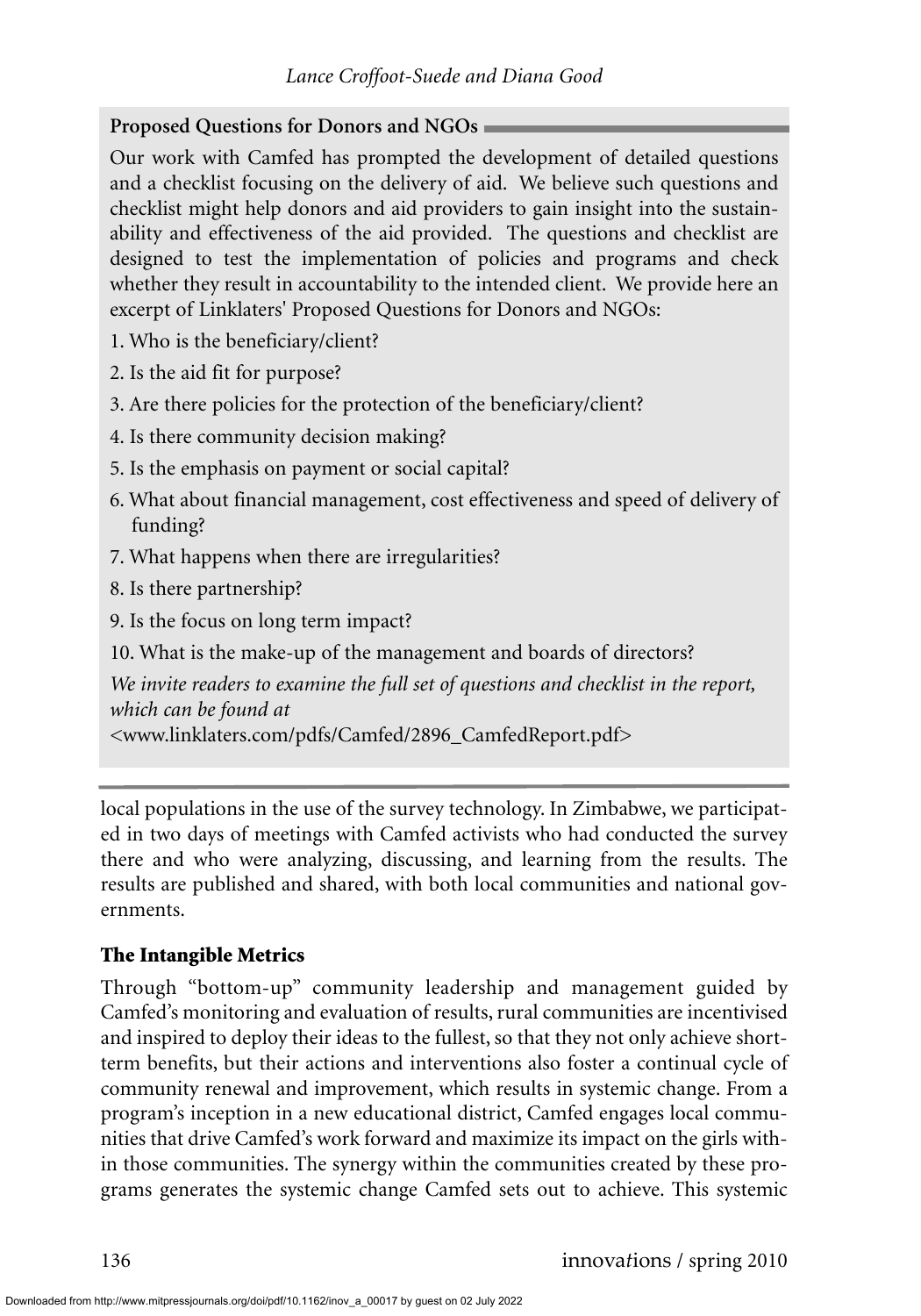### Proposed Questions for Donors and NGOs

Our work with Camfed has prompted the development of detailed questions and a checklist focusing on the delivery of aid. We believe such questions and checklist might help donors and aid providers to gain insight into the sustainability and effectiveness of the aid provided. The questions and checklist are designed to test the implementation of policies and programs and check whether they result in accountability to the intended client. We provide here an excerpt of Linklaters' Proposed Questions for Donors and NGOs:

1. Who is the beneficiary/client?
2. Is the aid fit for purpose?
3. Are there policies for the protection of the beneficiary/client?
4. Is there community decision making?
5. Is the emphasis on payment or social capital?
6. What about financial management, cost effectiveness and speed of delivery of funding?
7. What happens when there are irregularities?
8. Is there partnership?
9. Is the focus on long term impact?
10. What is the make-up of the management and boards of directors?

*We invite readers to examine the full set of questions and checklist in the report, which can be found at*
<www.linklaters.com/pdfs/Camfed/2896_CamfedReport.pdf>

local populations in the use of the survey technology. In Zimbabwe, we participated in two days of meetings with Camfed activists who had conducted the survey there and who were analyzing, discussing, and learning from the results. The results are published and shared, with both local communities and national governments.

### The Intangible Metrics

Through "bottom-up" community leadership and management guided by Camfed's monitoring and evaluation of results, rural communities are incentivised and inspired to deploy their ideas to the fullest, so that they not only achieve short-term benefits, but their actions and interventions also foster a continual cycle of community renewal and improvement, which results in systemic change. From a program's inception in a new educational district, Camfed engages local communities that drive Camfed's work forward and maximize its impact on the girls within those communities. The synergy within the communities created by these programs generates the systemic change Camfed sets out to achieve. This systemic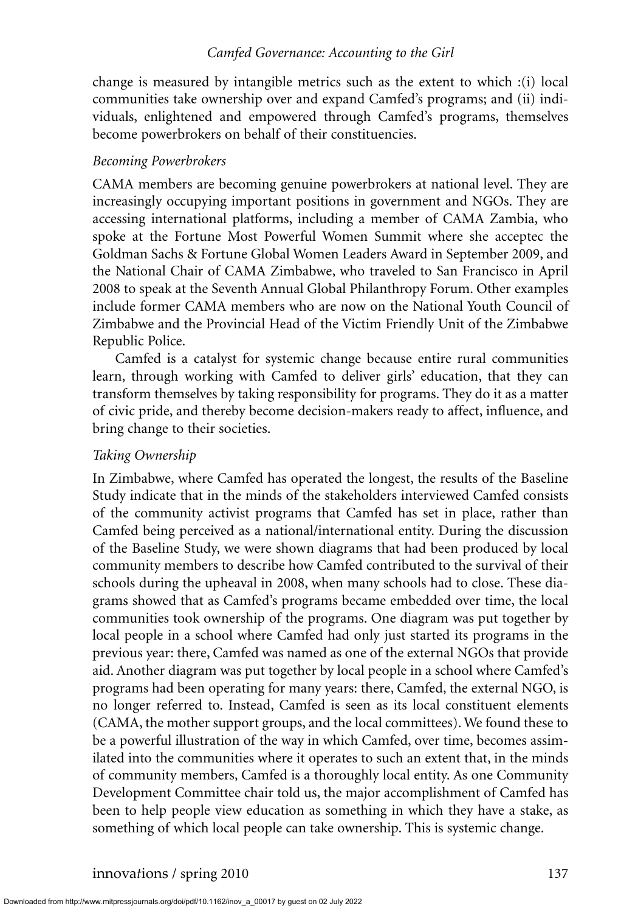change is measured by intangible metrics such as the extent to which :(i) local communities take ownership over and expand Camfed's programs; and (ii) individuals, enlightened and empowered through Camfed's programs, themselves become powerbrokers on behalf of their constituencies.

*Becoming Powerbrokers*

CAMA members are becoming genuine powerbrokers at national level. They are increasingly occupying important positions in government and NGOs. They are accessing international platforms, including a member of CAMA Zambia, who spoke at the Fortune Most Powerful Women Summit where she acceptec the Goldman Sachs & Fortune Global Women Leaders Award in September 2009, and the National Chair of CAMA Zimbabwe, who traveled to San Francisco in April 2008 to speak at the Seventh Annual Global Philanthropy Forum. Other examples include former CAMA members who are now on the National Youth Council of Zimbabwe and the Provincial Head of the Victim Friendly Unit of the Zimbabwe Republic Police.

Camfed is a catalyst for systemic change because entire rural communities learn, through working with Camfed to deliver girls' education, that they can transform themselves by taking responsibility for programs. They do it as a matter of civic pride, and thereby become decision-makers ready to affect, influence, and bring change to their societies.

*Taking Ownership*

In Zimbabwe, where Camfed has operated the longest, the results of the Baseline Study indicate that in the minds of the stakeholders interviewed Camfed consists of the community activist programs that Camfed has set in place, rather than Camfed being perceived as a national/international entity. During the discussion of the Baseline Study, we were shown diagrams that had been produced by local community members to describe how Camfed contributed to the survival of their schools during the upheaval in 2008, when many schools had to close. These diagrams showed that as Camfed's programs became embedded over time, the local communities took ownership of the programs. One diagram was put together by local people in a school where Camfed had only just started its programs in the previous year: there, Camfed was named as one of the external NGOs that provide aid. Another diagram was put together by local people in a school where Camfed's programs had been operating for many years: there, Camfed, the external NGO, is no longer referred to. Instead, Camfed is seen as its local constituent elements (CAMA, the mother support groups, and the local committees). We found these to be a powerful illustration of the way in which Camfed, over time, becomes assimilated into the communities where it operates to such an extent that, in the minds of community members, Camfed is a thoroughly local entity. As one Community Development Committee chair told us, the major accomplishment of Camfed has been to help people view education as something in which they have a stake, as something of which local people can take ownership. This is systemic change.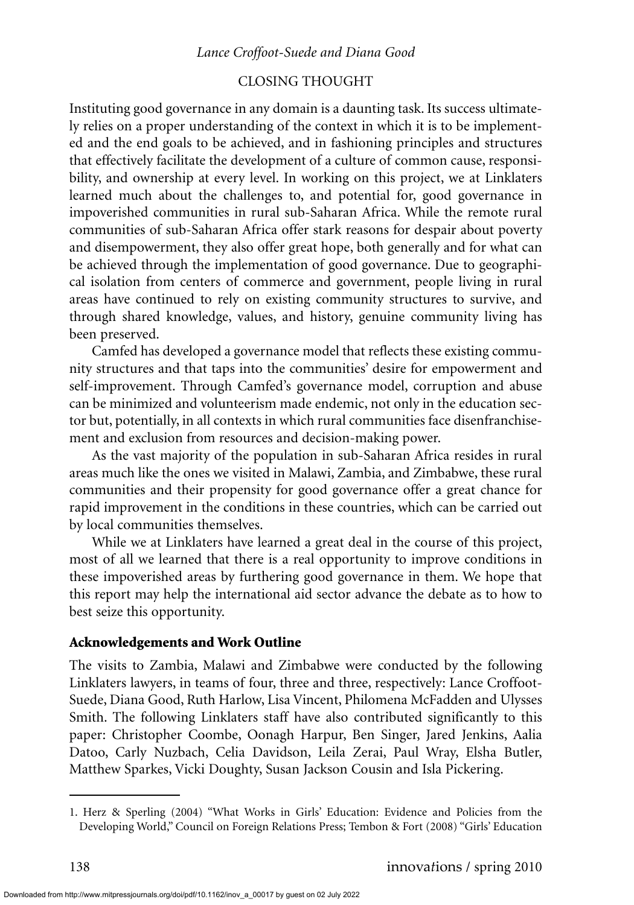## CLOSING THOUGHT

Instituting good governance in any domain is a daunting task. Its success ultimately relies on a proper understanding of the context in which it is to be implemented and the end goals to be achieved, and in fashioning principles and structures that effectively facilitate the development of a culture of common cause, responsibility, and ownership at every level. In working on this project, we at Linklaters learned much about the challenges to, and potential for, good governance in impoverished communities in rural sub-Saharan Africa. While the remote rural communities of sub-Saharan Africa offer stark reasons for despair about poverty and disempowerment, they also offer great hope, both generally and for what can be achieved through the implementation of good governance. Due to geographical isolation from centers of commerce and government, people living in rural areas have continued to rely on existing community structures to survive, and through shared knowledge, values, and history, genuine community living has been preserved.

Camfed has developed a governance model that reflects these existing community structures and that taps into the communities' desire for empowerment and self-improvement. Through Camfed's governance model, corruption and abuse can be minimized and volunteerism made endemic, not only in the education sector but, potentially, in all contexts in which rural communities face disenfranchisement and exclusion from resources and decision-making power.

As the vast majority of the population in sub-Saharan Africa resides in rural areas much like the ones we visited in Malawi, Zambia, and Zimbabwe, these rural communities and their propensity for good governance offer a great chance for rapid improvement in the conditions in these countries, which can be carried out by local communities themselves.

While we at Linklaters have learned a great deal in the course of this project, most of all we learned that there is a real opportunity to improve conditions in these impoverished areas by furthering good governance in them. We hope that this report may help the international aid sector advance the debate as to how to best seize this opportunity.

### Acknowledgements and Work Outline

The visits to Zambia, Malawi and Zimbabwe were conducted by the following Linklaters lawyers, in teams of four, three and three, respectively: Lance Croffoot-Suede, Diana Good, Ruth Harlow, Lisa Vincent, Philomena McFadden and Ulysses Smith. The following Linklaters staff have also contributed significantly to this paper: Christopher Coombe, Oonagh Harpur, Ben Singer, Jared Jenkins, Aalia Datoo, Carly Nuzbach, Celia Davidson, Leila Zerai, Paul Wray, Elsha Butler, Matthew Sparkes, Vicki Doughty, Susan Jackson Cousin and Isla Pickering.

---

1. Herz & Sperling (2004) "What Works in Girls' Education: Evidence and Policies from the Developing World," Council on Foreign Relations Press; Tembon & Fort (2008) "Girls' Education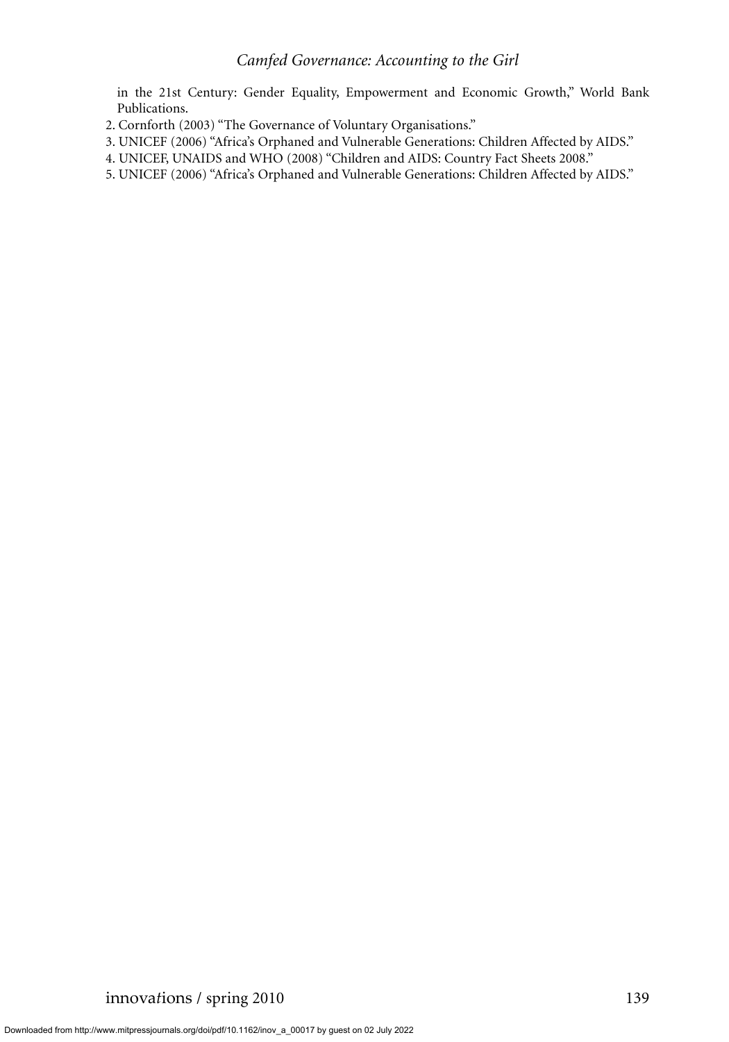in the 21st Century: Gender Equality, Empowerment and Economic Growth," World Bank Publications.

2. Cornforth (2003) "The Governance of Voluntary Organisations."
3. UNICEF (2006) "Africa's Orphaned and Vulnerable Generations: Children Affected by AIDS."
4. UNICEF, UNAIDS and WHO (2008) "Children and AIDS: Country Fact Sheets 2008."
5. UNICEF (2006) "Africa's Orphaned and Vulnerable Generations: Children Affected by AIDS."